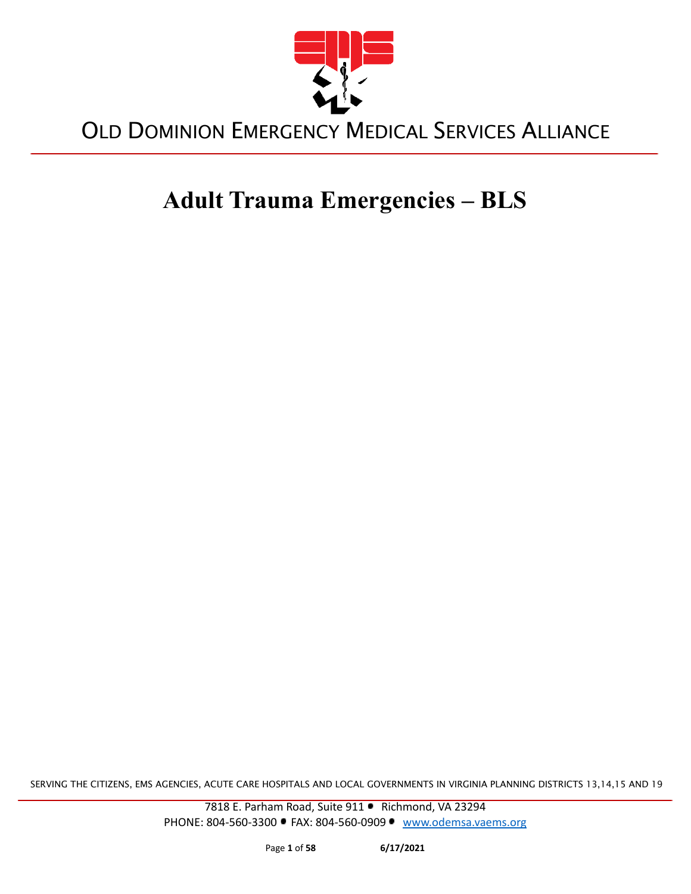# OLD DOMINION EMERGENCY MEDICAL SERVICES ALLIANCE

# Adult Trauma Emergencies – BLS

SERVING THE CITIZENS, EMS AGENCIES, ACUTE CARE HOSPITALS AND LOCAL GOVERNMENTS IN VIRGINIA PLANNING DISTRICTS 13,14,15 AND 19

7818 E. Parham Road, Suite 911 • Richmond, VA 23294
PHONE: 804-560-3300 • FAX: 804-560-0909 • www.odemsa.vaems.org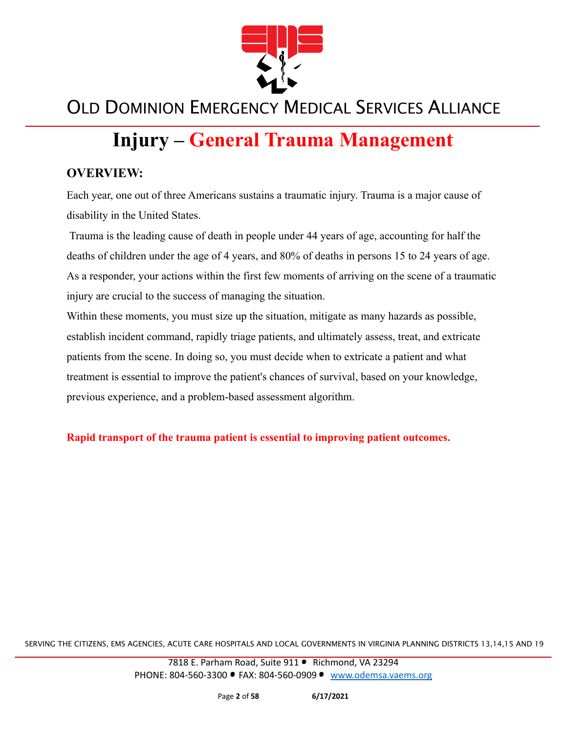# Injury – General Trauma Management

## OVERVIEW:

Each year, one out of three Americans sustains a traumatic injury. Trauma is a major cause of disability in the United States.

Trauma is the leading cause of death in people under 44 years of age, accounting for half the deaths of children under the age of 4 years, and 80% of deaths in persons 15 to 24 years of age. As a responder, your actions within the first few moments of arriving on the scene of a traumatic injury are crucial to the success of managing the situation.

Within these moments, you must size up the situation, mitigate as many hazards as possible, establish incident command, rapidly triage patients, and ultimately assess, treat, and extricate patients from the scene. In doing so, you must decide when to extricate a patient and what treatment is essential to improve the patient's chances of survival, based on your knowledge, previous experience, and a problem-based assessment algorithm.

**Rapid transport of the trauma patient is essential to improving patient outcomes.**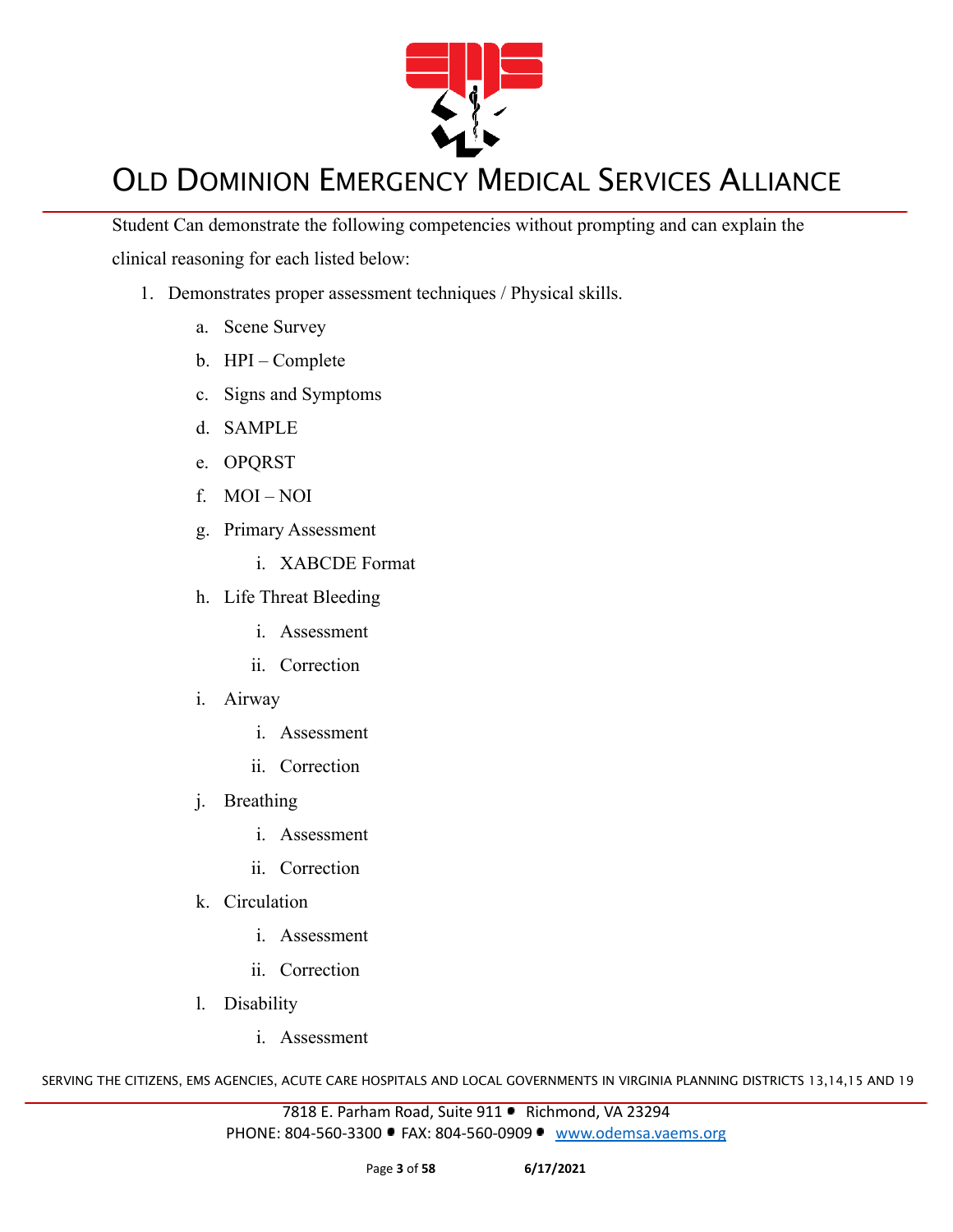Student Can demonstrate the following competencies without prompting and can explain the clinical reasoning for each listed below:

1. Demonstrates proper assessment techniques / Physical skills.
   a. Scene Survey
   b. HPI – Complete
   c. Signs and Symptoms
   d. SAMPLE
   e. OPQRST
   f. MOI – NOI
   g. Primary Assessment
      i. XABCDE Format
   h. Life Threat Bleeding
      i. Assessment
      ii. Correction
   i. Airway
      i. Assessment
      ii. Correction
   j. Breathing
      i. Assessment
      ii. Correction
   k. Circulation
      i. Assessment
      ii. Correction
   l. Disability
      i. Assessment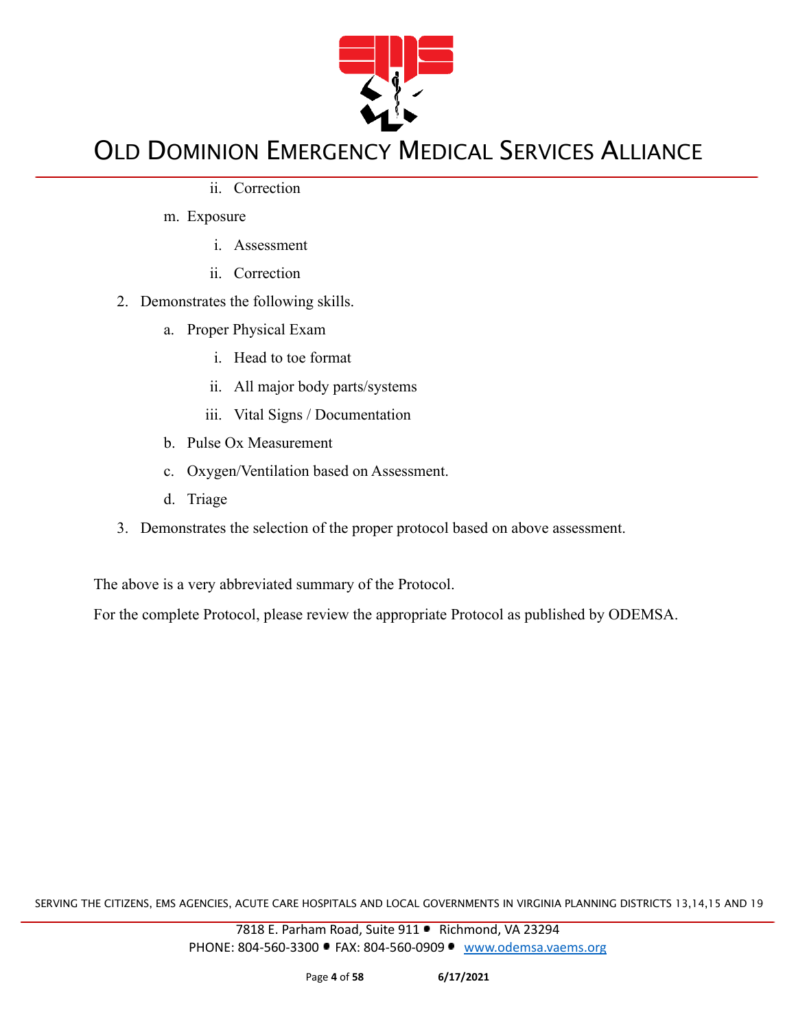ii. Correction

    m. Exposure

        i. Assessment

        ii. Correction

2. Demonstrates the following skills.

    a. Proper Physical Exam

        i. Head to toe format

        ii. All major body parts/systems

        iii. Vital Signs / Documentation

    b. Pulse Ox Measurement

    c. Oxygen/Ventilation based on Assessment.

    d. Triage

3. Demonstrates the selection of the proper protocol based on above assessment.

The above is a very abbreviated summary of the Protocol.

For the complete Protocol, please review the appropriate Protocol as published by ODEMSA.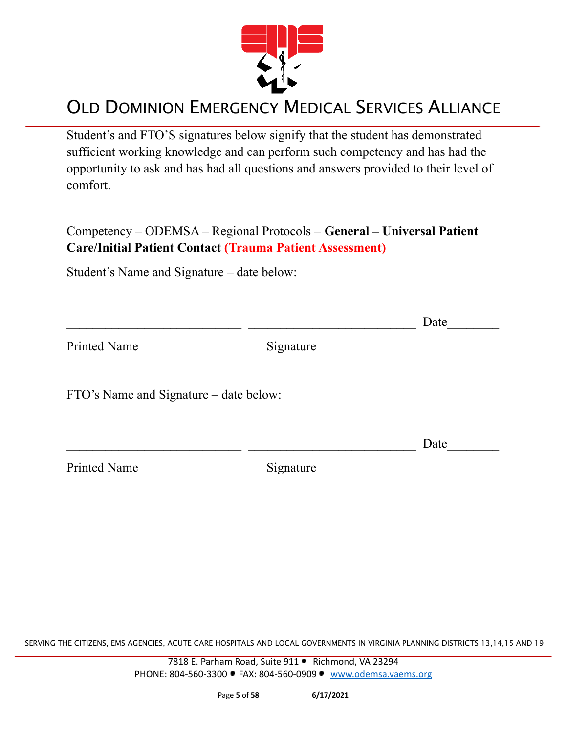Student's and FTO'S signatures below signify that the student has demonstrated sufficient working knowledge and can perform such competency and has had the opportunity to ask and has had all questions and answers provided to their level of comfort.

Competency – ODEMSA – Regional Protocols – **General – Universal Patient Care/Initial Patient Contact (Trauma Patient Assessment)**

Student's Name and Signature – date below:

___________________________ ___________________________ Date________

Printed Name                                   Signature

FTO's Name and Signature – date below:

___________________________ ___________________________ Date________

Printed Name                                   Signature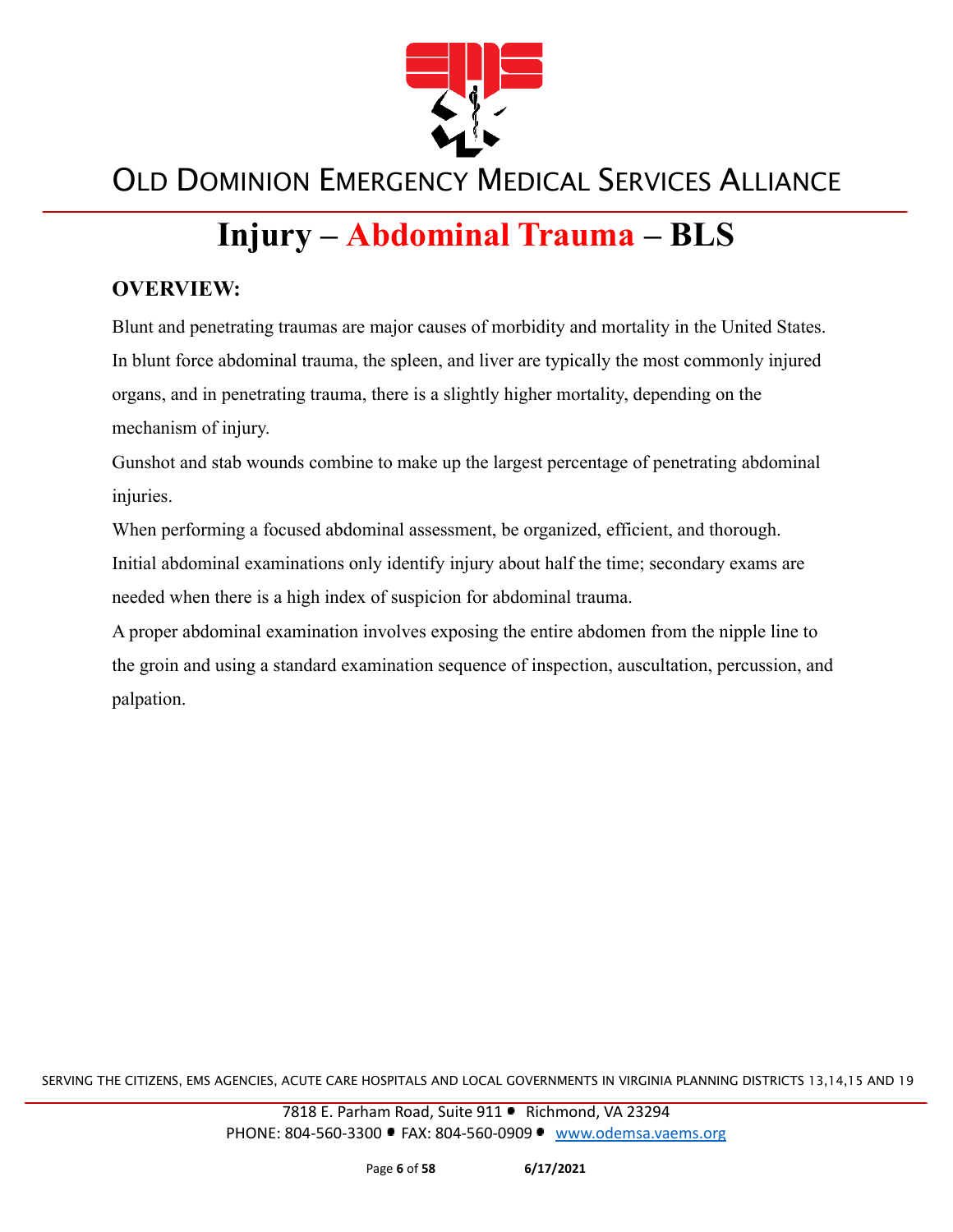# Injury – Abdominal Trauma – BLS

## OVERVIEW:

Blunt and penetrating traumas are major causes of morbidity and mortality in the United States. In blunt force abdominal trauma, the spleen, and liver are typically the most commonly injured organs, and in penetrating trauma, there is a slightly higher mortality, depending on the mechanism of injury.

Gunshot and stab wounds combine to make up the largest percentage of penetrating abdominal injuries.

When performing a focused abdominal assessment, be organized, efficient, and thorough. Initial abdominal examinations only identify injury about half the time; secondary exams are needed when there is a high index of suspicion for abdominal trauma.

A proper abdominal examination involves exposing the entire abdomen from the nipple line to the groin and using a standard examination sequence of inspection, auscultation, percussion, and palpation.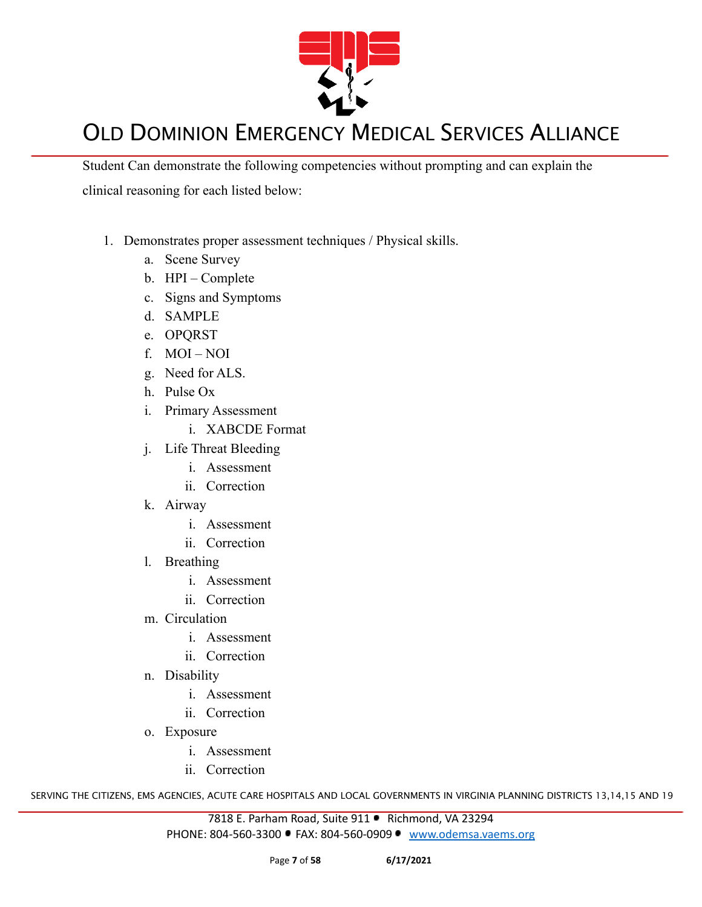Student Can demonstrate the following competencies without prompting and can explain the clinical reasoning for each listed below:

1. Demonstrates proper assessment techniques / Physical skills.
    a. Scene Survey
    b. HPI – Complete
    c. Signs and Symptoms
    d. SAMPLE
    e. OPQRST
    f. MOI – NOI
    g. Need for ALS.
    h. Pulse Ox
    i. Primary Assessment
        i. XABCDE Format
    j. Life Threat Bleeding
        i. Assessment
        ii. Correction
    k. Airway
        i. Assessment
        ii. Correction
    l. Breathing
        i. Assessment
        ii. Correction
    m. Circulation
        i. Assessment
        ii. Correction
    n. Disability
        i. Assessment
        ii. Correction
    o. Exposure
        i. Assessment
        ii. Correction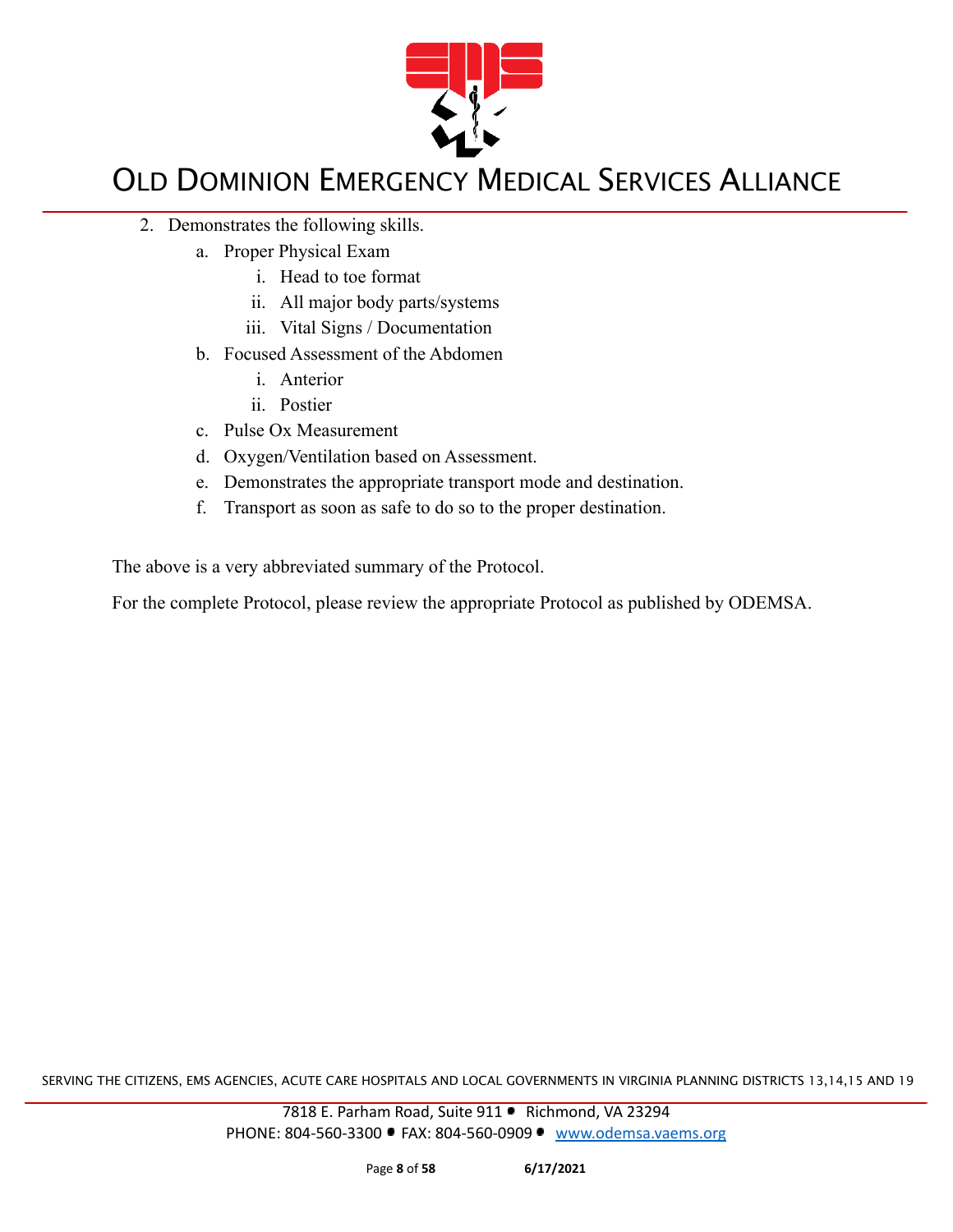2. Demonstrates the following skills.
    a. Proper Physical Exam
        i. Head to toe format
        ii. All major body parts/systems
        iii. Vital Signs / Documentation
    b. Focused Assessment of the Abdomen
        i. Anterior
        ii. Postier
    c. Pulse Ox Measurement
    d. Oxygen/Ventilation based on Assessment.
    e. Demonstrates the appropriate transport mode and destination.
    f. Transport as soon as safe to do so to the proper destination.

The above is a very abbreviated summary of the Protocol.

For the complete Protocol, please review the appropriate Protocol as published by ODEMSA.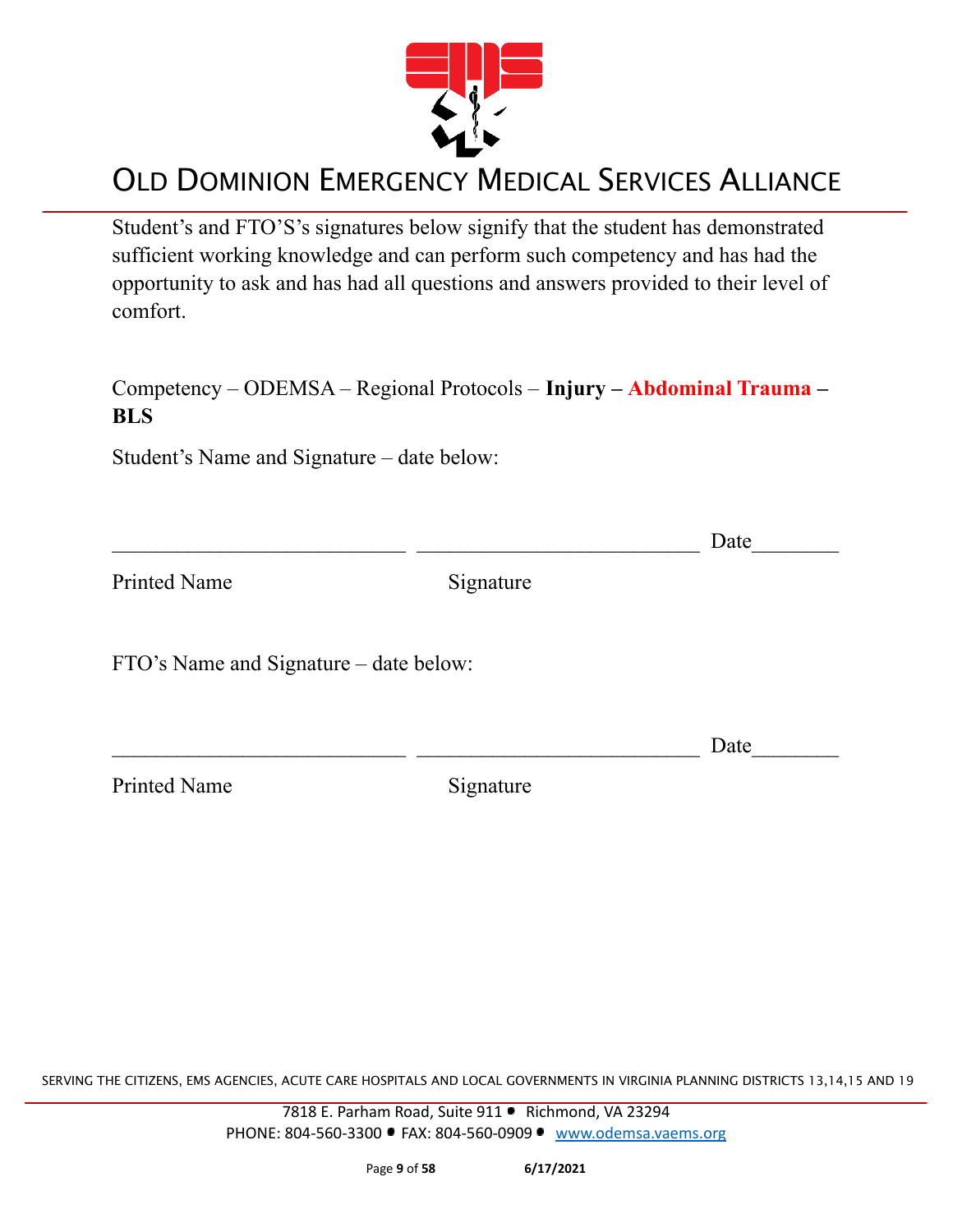# OLD DOMINION EMERGENCY MEDICAL SERVICES ALLIANCE

Student's and FTO'S's signatures below signify that the student has demonstrated sufficient working knowledge and can perform such competency and has had the opportunity to ask and has had all questions and answers provided to their level of comfort.

Competency – ODEMSA – Regional Protocols – **Injury – Abdominal Trauma – BLS**

Student's Name and Signature – date below:

\_\_\_\_\_\_\_\_\_\_\_\_\_\_\_\_\_\_\_\_\_\_\_\_\_\_\_ \_\_\_\_\_\_\_\_\_\_\_\_\_\_\_\_\_\_\_\_\_\_\_\_\_\_ Date\_\_\_\_\_\_\_\_

Printed Name Signature

FTO's Name and Signature – date below:

\_\_\_\_\_\_\_\_\_\_\_\_\_\_\_\_\_\_\_\_\_\_\_\_\_\_\_ \_\_\_\_\_\_\_\_\_\_\_\_\_\_\_\_\_\_\_\_\_\_\_\_\_\_ Date\_\_\_\_\_\_\_\_

Printed Name Signature

SERVING THE CITIZENS, EMS AGENCIES, ACUTE CARE HOSPITALS AND LOCAL GOVERNMENTS IN VIRGINIA PLANNING DISTRICTS 13,14,15 AND 19

7818 E. Parham Road, Suite 911 • Richmond, VA 23294
PHONE: 804-560-3300 • FAX: 804-560-0909 • www.odemsa.vaems.org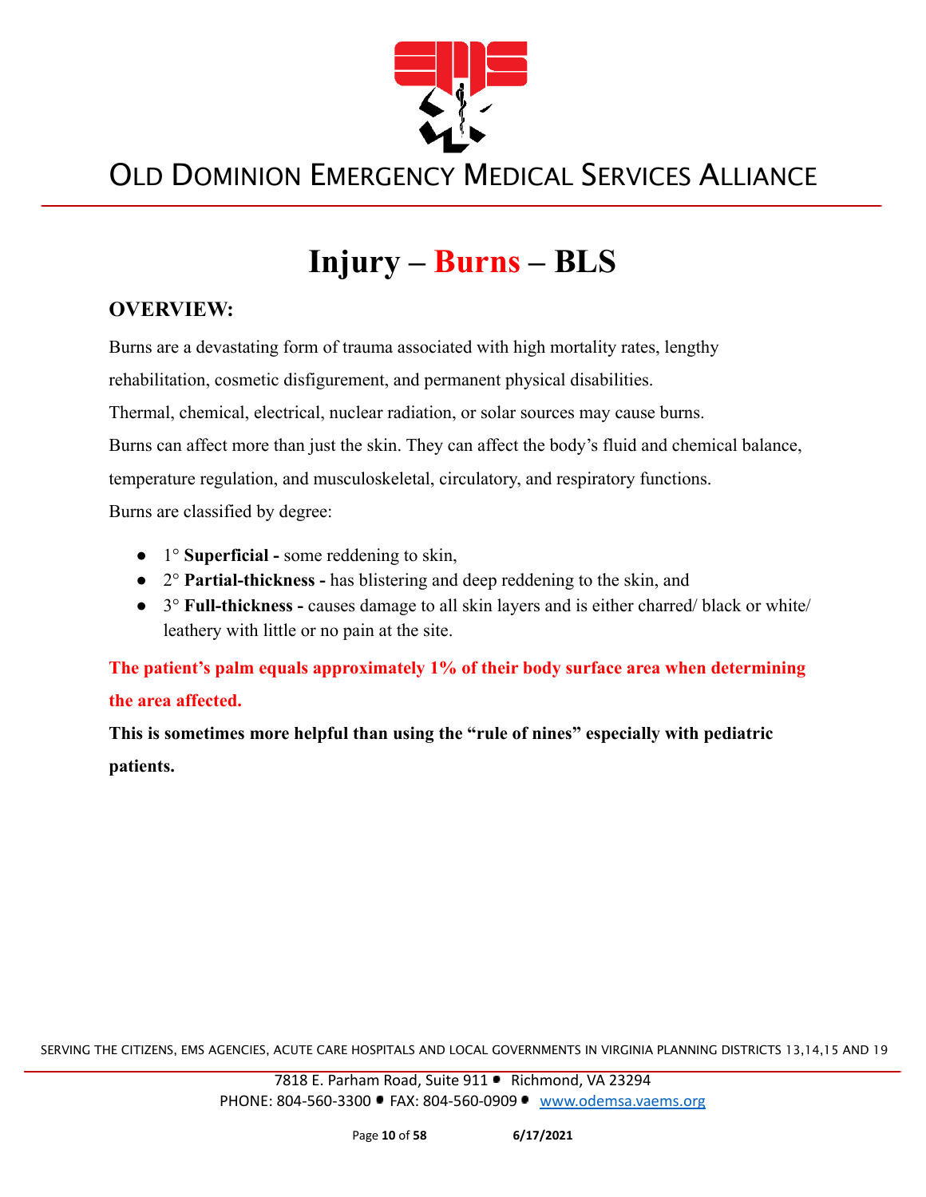# Injury – Burns – BLS

## OVERVIEW:

Burns are a devastating form of trauma associated with high mortality rates, lengthy rehabilitation, cosmetic disfigurement, and permanent physical disabilities.

Thermal, chemical, electrical, nuclear radiation, or solar sources may cause burns.

Burns can affect more than just the skin. They can affect the body's fluid and chemical balance, temperature regulation, and musculoskeletal, circulatory, and respiratory functions.

Burns are classified by degree:

- 1° **Superficial -** some reddening to skin,
- 2° **Partial-thickness -** has blistering and deep reddening to the skin, and
- 3° **Full-thickness -** causes damage to all skin layers and is either charred/ black or white/ leathery with little or no pain at the site.

**The patient's palm equals approximately 1% of their body surface area when determining the area affected.**

**This is sometimes more helpful than using the "rule of nines" especially with pediatric patients.**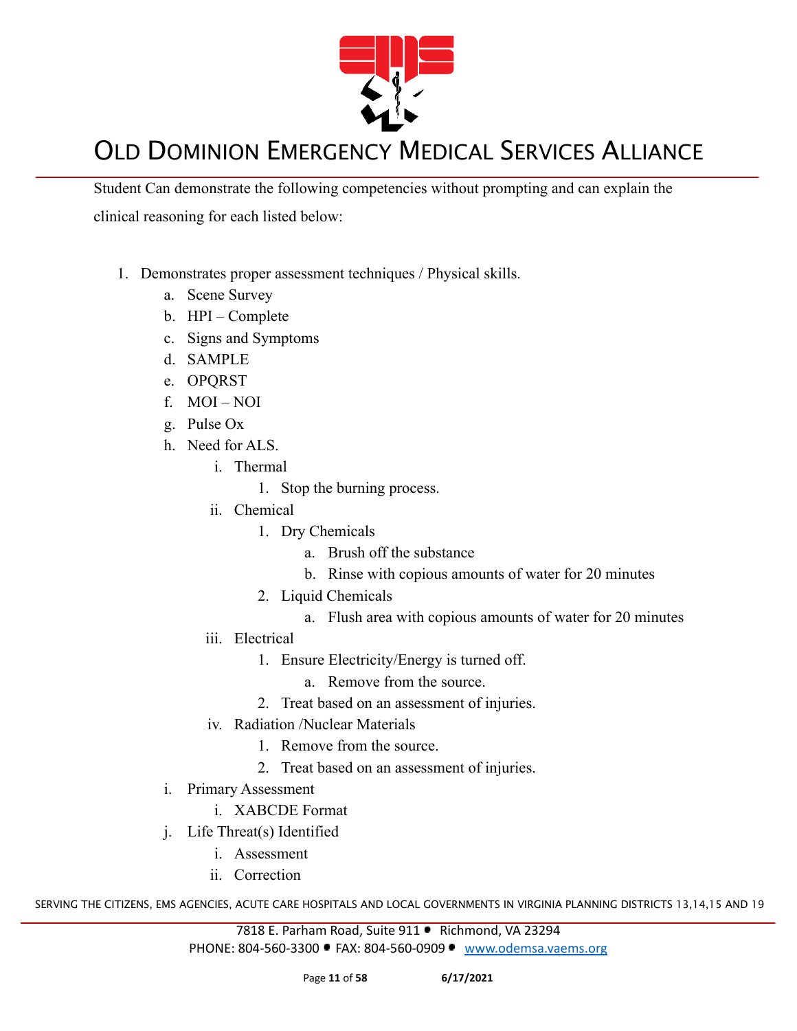Student Can demonstrate the following competencies without prompting and can explain the clinical reasoning for each listed below:

1. Demonstrates proper assessment techniques / Physical skills.
    a. Scene Survey
    b. HPI – Complete
    c. Signs and Symptoms
    d. SAMPLE
    e. OPQRST
    f. MOI – NOI
    g. Pulse Ox
    h. Need for ALS.
        i. Thermal
            1. Stop the burning process.
        ii. Chemical
            1. Dry Chemicals
                a. Brush off the substance
                b. Rinse with copious amounts of water for 20 minutes
            2. Liquid Chemicals
                a. Flush area with copious amounts of water for 20 minutes
        iii. Electrical
            1. Ensure Electricity/Energy is turned off.
                a. Remove from the source.
            2. Treat based on an assessment of injuries.
        iv. Radiation /Nuclear Materials
            1. Remove from the source.
            2. Treat based on an assessment of injuries.
    i. Primary Assessment
        i. XABCDE Format
    j. Life Threat(s) Identified
        i. Assessment
        ii. Correction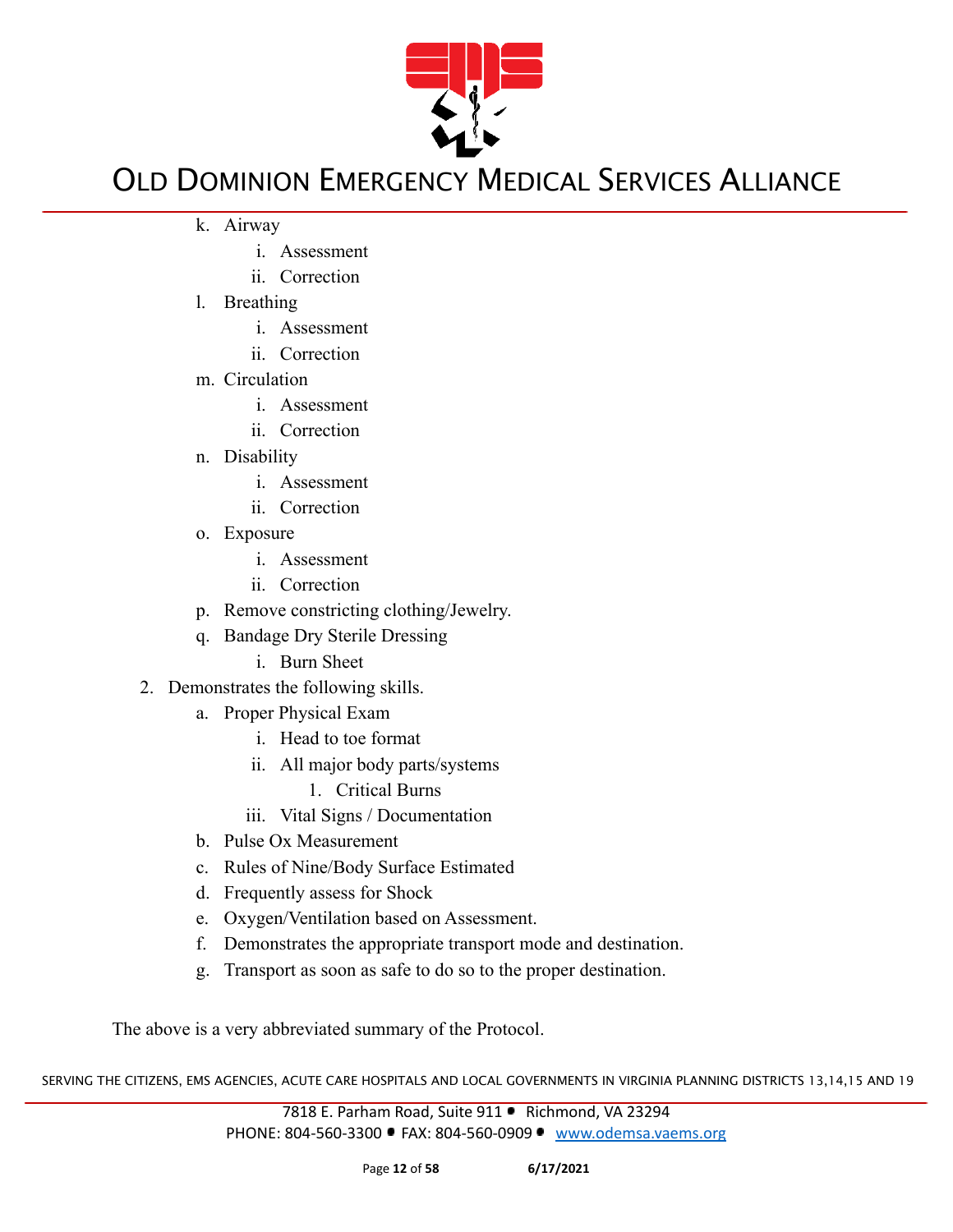k. Airway
    i. Assessment
    ii. Correction
l. Breathing
    i. Assessment
    ii. Correction
m. Circulation
    i. Assessment
    ii. Correction
n. Disability
    i. Assessment
    ii. Correction
o. Exposure
    i. Assessment
    ii. Correction
p. Remove constricting clothing/Jewelry.
q. Bandage Dry Sterile Dressing
    i. Burn Sheet

2. Demonstrates the following skills.
    a. Proper Physical Exam
        i. Head to toe format
        ii. All major body parts/systems
            1. Critical Burns
        iii. Vital Signs / Documentation
    b. Pulse Ox Measurement
    c. Rules of Nine/Body Surface Estimated
    d. Frequently assess for Shock
    e. Oxygen/Ventilation based on Assessment.
    f. Demonstrates the appropriate transport mode and destination.
    g. Transport as soon as safe to do so to the proper destination.

The above is a very abbreviated summary of the Protocol.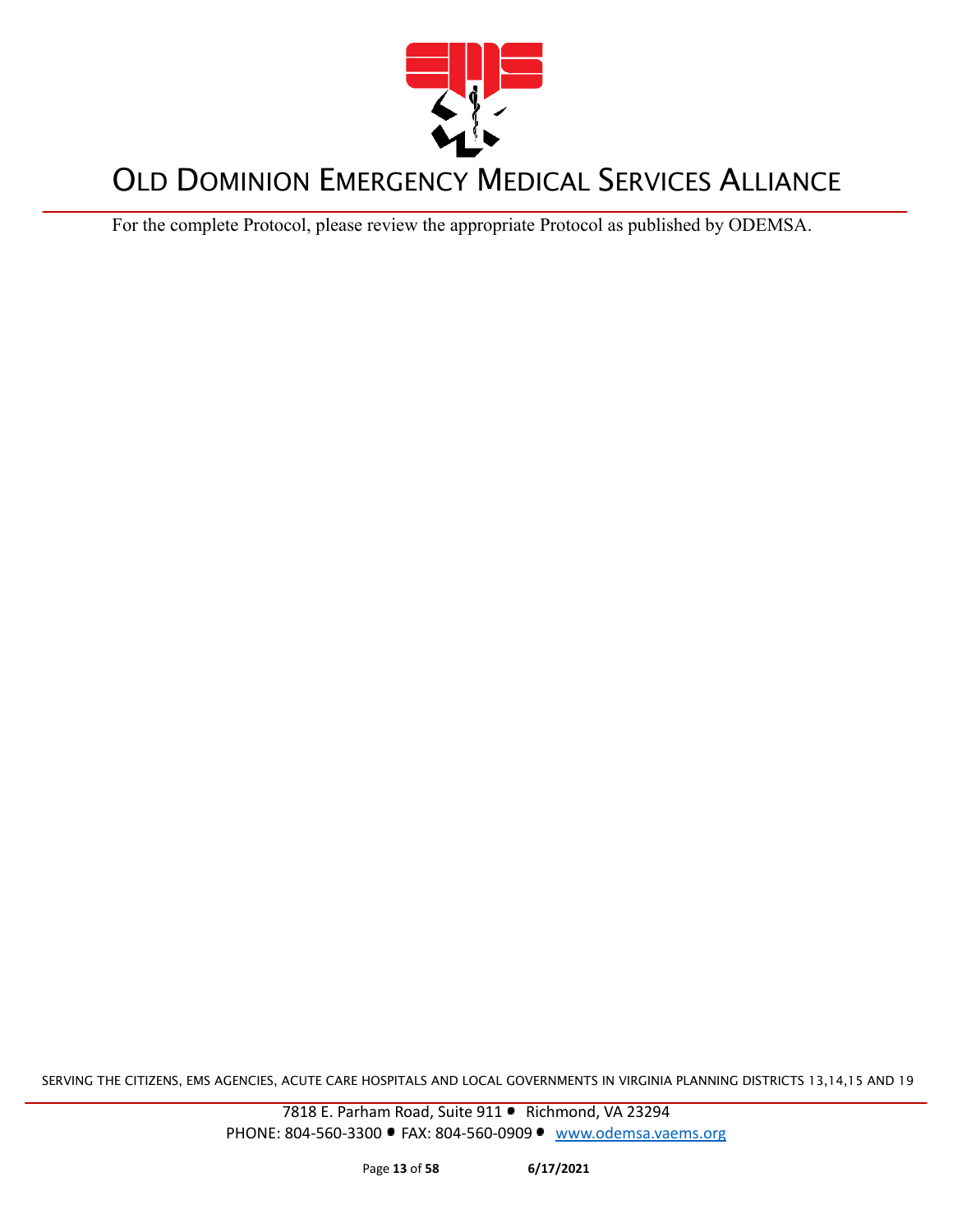# OLD DOMINION EMERGENCY MEDICAL SERVICES ALLIANCE

For the complete Protocol, please review the appropriate Protocol as published by ODEMSA.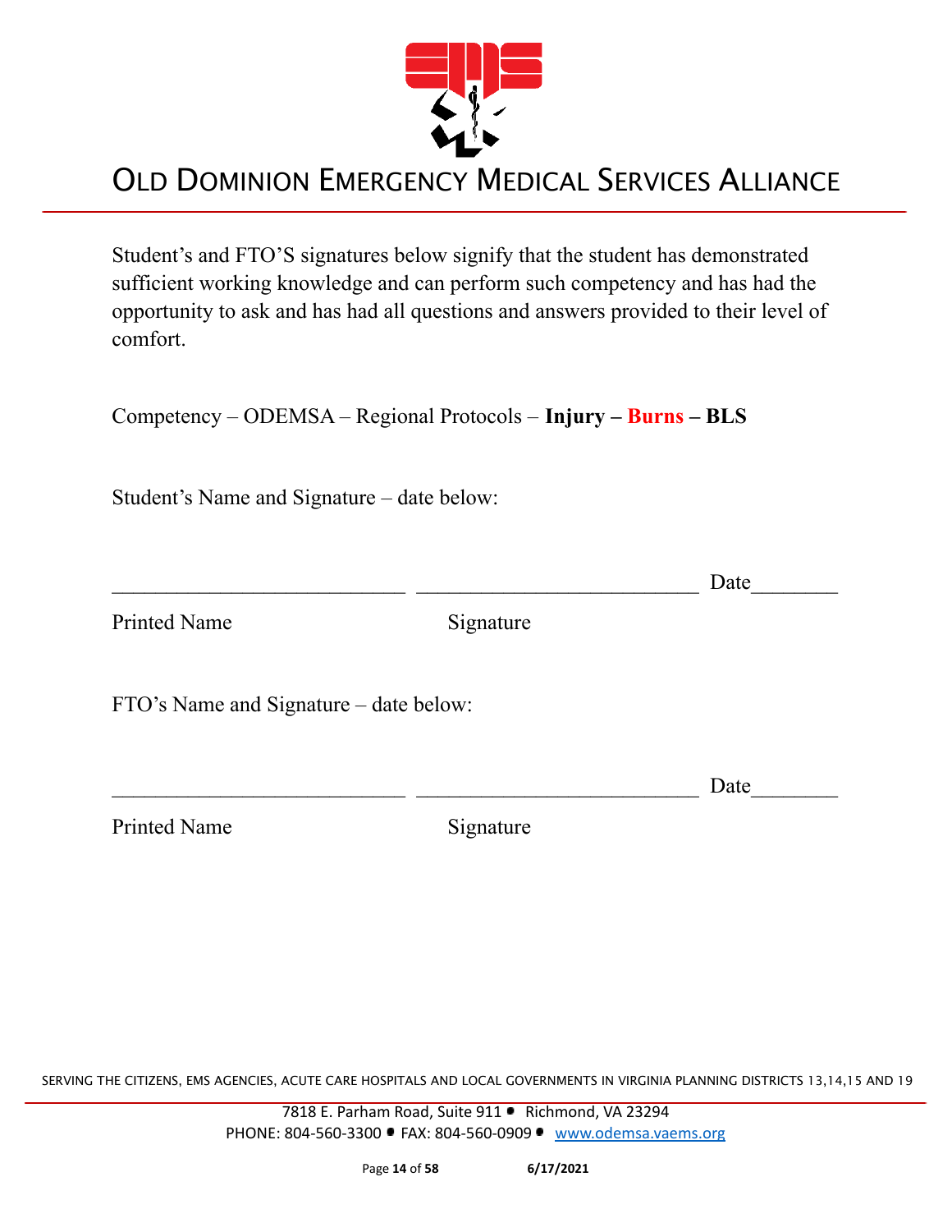# OLD DOMINION EMERGENCY MEDICAL SERVICES ALLIANCE

Student's and FTO'S signatures below signify that the student has demonstrated sufficient working knowledge and can perform such competency and has had the opportunity to ask and has had all questions and answers provided to their level of comfort.

Competency – ODEMSA – Regional Protocols – **Injury – Burns – BLS**

Student's Name and Signature – date below:

___________________________ ___________________________ Date________

Printed Name Signature

FTO's Name and Signature – date below:

___________________________ ___________________________ Date________

Printed Name Signature

SERVING THE CITIZENS, EMS AGENCIES, ACUTE CARE HOSPITALS AND LOCAL GOVERNMENTS IN VIRGINIA PLANNING DISTRICTS 13,14,15 AND 19

7818 E. Parham Road, Suite 911 • Richmond, VA 23294
PHONE: 804-560-3300 • FAX: 804-560-0909 • www.odemsa.vaems.org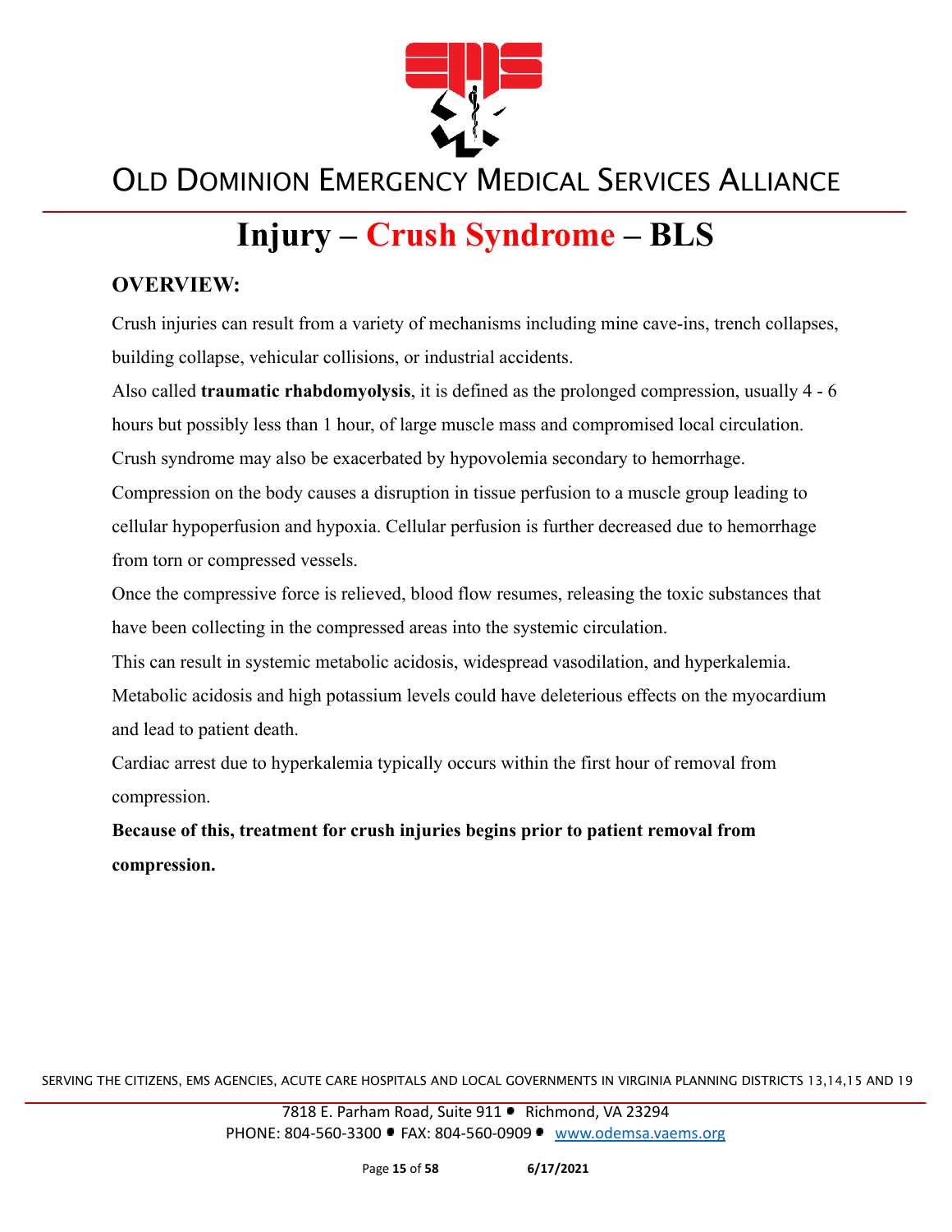# Injury – Crush Syndrome – BLS

## OVERVIEW:

Crush injuries can result from a variety of mechanisms including mine cave-ins, trench collapses, building collapse, vehicular collisions, or industrial accidents.

Also called **traumatic rhabdomyolysis**, it is defined as the prolonged compression, usually 4 - 6 hours but possibly less than 1 hour, of large muscle mass and compromised local circulation.

Crush syndrome may also be exacerbated by hypovolemia secondary to hemorrhage.

Compression on the body causes a disruption in tissue perfusion to a muscle group leading to cellular hypoperfusion and hypoxia. Cellular perfusion is further decreased due to hemorrhage from torn or compressed vessels.

Once the compressive force is relieved, blood flow resumes, releasing the toxic substances that have been collecting in the compressed areas into the systemic circulation.

This can result in systemic metabolic acidosis, widespread vasodilation, and hyperkalemia.

Metabolic acidosis and high potassium levels could have deleterious effects on the myocardium and lead to patient death.

Cardiac arrest due to hyperkalemia typically occurs within the first hour of removal from compression.

**Because of this, treatment for crush injuries begins prior to patient removal from compression.**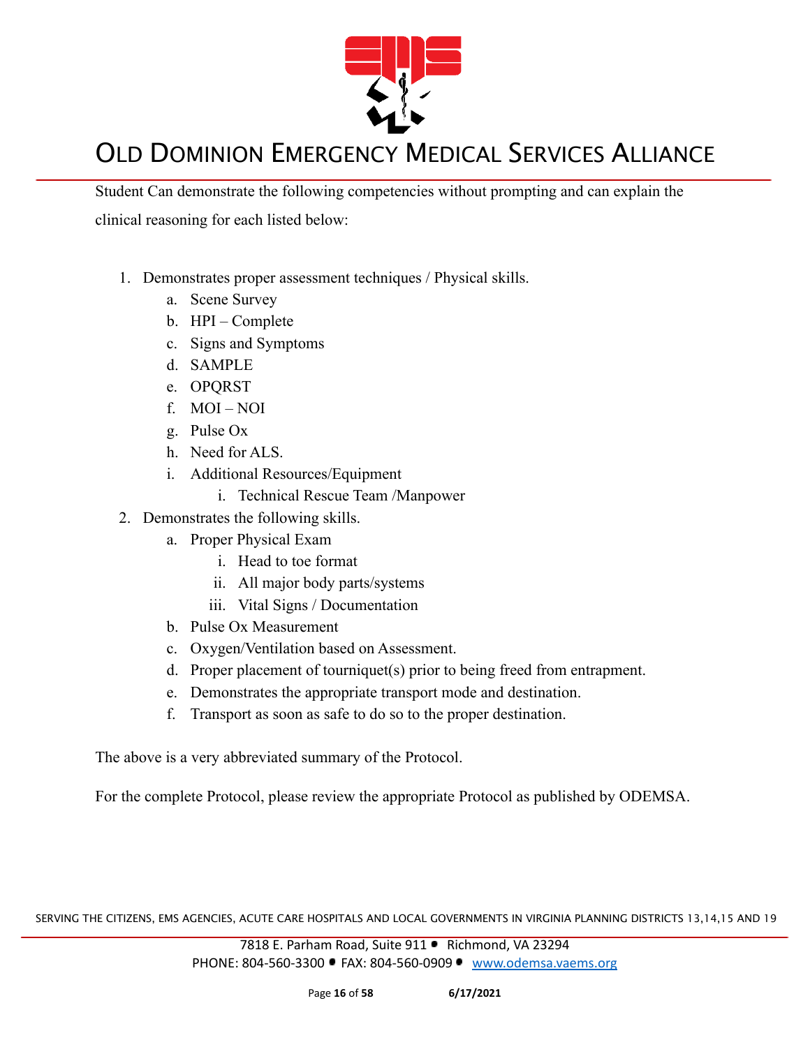Student Can demonstrate the following competencies without prompting and can explain the clinical reasoning for each listed below:

1. Demonstrates proper assessment techniques / Physical skills.
   a. Scene Survey
   b. HPI – Complete
   c. Signs and Symptoms
   d. SAMPLE
   e. OPQRST
   f. MOI – NOI
   g. Pulse Ox
   h. Need for ALS.
   i. Additional Resources/Equipment
      i. Technical Rescue Team /Manpower
2. Demonstrates the following skills.
   a. Proper Physical Exam
      i. Head to toe format
      ii. All major body parts/systems
      iii. Vital Signs / Documentation
   b. Pulse Ox Measurement
   c. Oxygen/Ventilation based on Assessment.
   d. Proper placement of tourniquet(s) prior to being freed from entrapment.
   e. Demonstrates the appropriate transport mode and destination.
   f. Transport as soon as safe to do so to the proper destination.

The above is a very abbreviated summary of the Protocol.

For the complete Protocol, please review the appropriate Protocol as published by ODEMSA.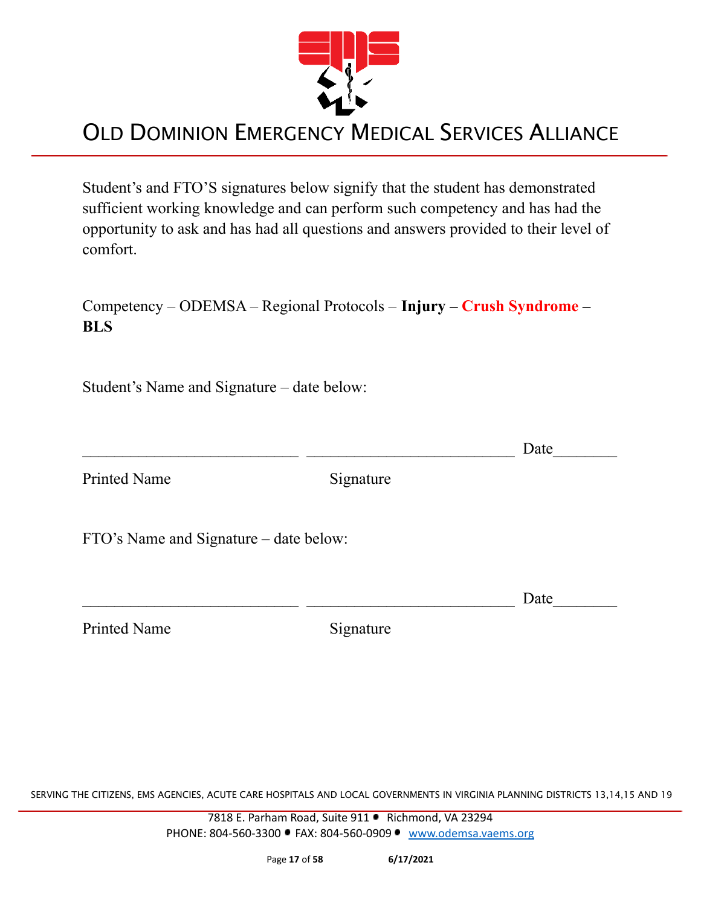# OLD DOMINION EMERGENCY MEDICAL SERVICES ALLIANCE

Student's and FTO'S signatures below signify that the student has demonstrated sufficient working knowledge and can perform such competency and has had the opportunity to ask and has had all questions and answers provided to their level of comfort.

Competency – ODEMSA – Regional Protocols – **Injury – Crush Syndrome – BLS**

Student's Name and Signature – date below:

___________________________ ___________________________ Date________

Printed Name Signature

FTO's Name and Signature – date below:

___________________________ ___________________________ Date________

Printed Name Signature

SERVING THE CITIZENS, EMS AGENCIES, ACUTE CARE HOSPITALS AND LOCAL GOVERNMENTS IN VIRGINIA PLANNING DISTRICTS 13,14,15 AND 19

7818 E. Parham Road, Suite 911 • Richmond, VA 23294
PHONE: 804-560-3300 • FAX: 804-560-0909 • www.odemsa.vaems.org

6/17/2021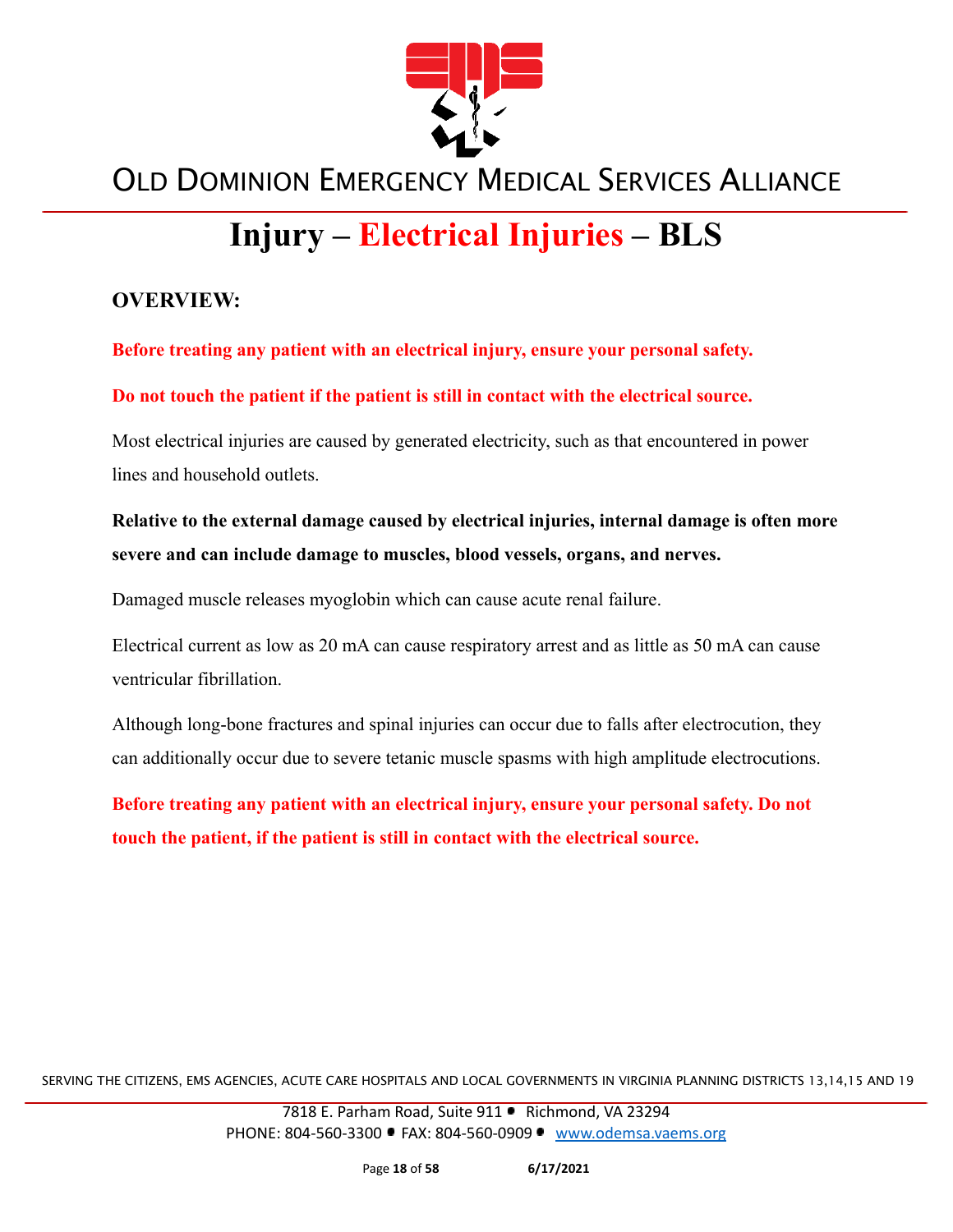# Injury – Electrical Injuries – BLS

## OVERVIEW:

**Before treating any patient with an electrical injury, ensure your personal safety.**

**Do not touch the patient if the patient is still in contact with the electrical source.**

Most electrical injuries are caused by generated electricity, such as that encountered in power lines and household outlets.

**Relative to the external damage caused by electrical injuries, internal damage is often more severe and can include damage to muscles, blood vessels, organs, and nerves.**

Damaged muscle releases myoglobin which can cause acute renal failure.

Electrical current as low as 20 mA can cause respiratory arrest and as little as 50 mA can cause ventricular fibrillation.

Although long-bone fractures and spinal injuries can occur due to falls after electrocution, they can additionally occur due to severe tetanic muscle spasms with high amplitude electrocutions.

**Before treating any patient with an electrical injury, ensure your personal safety. Do not touch the patient, if the patient is still in contact with the electrical source.**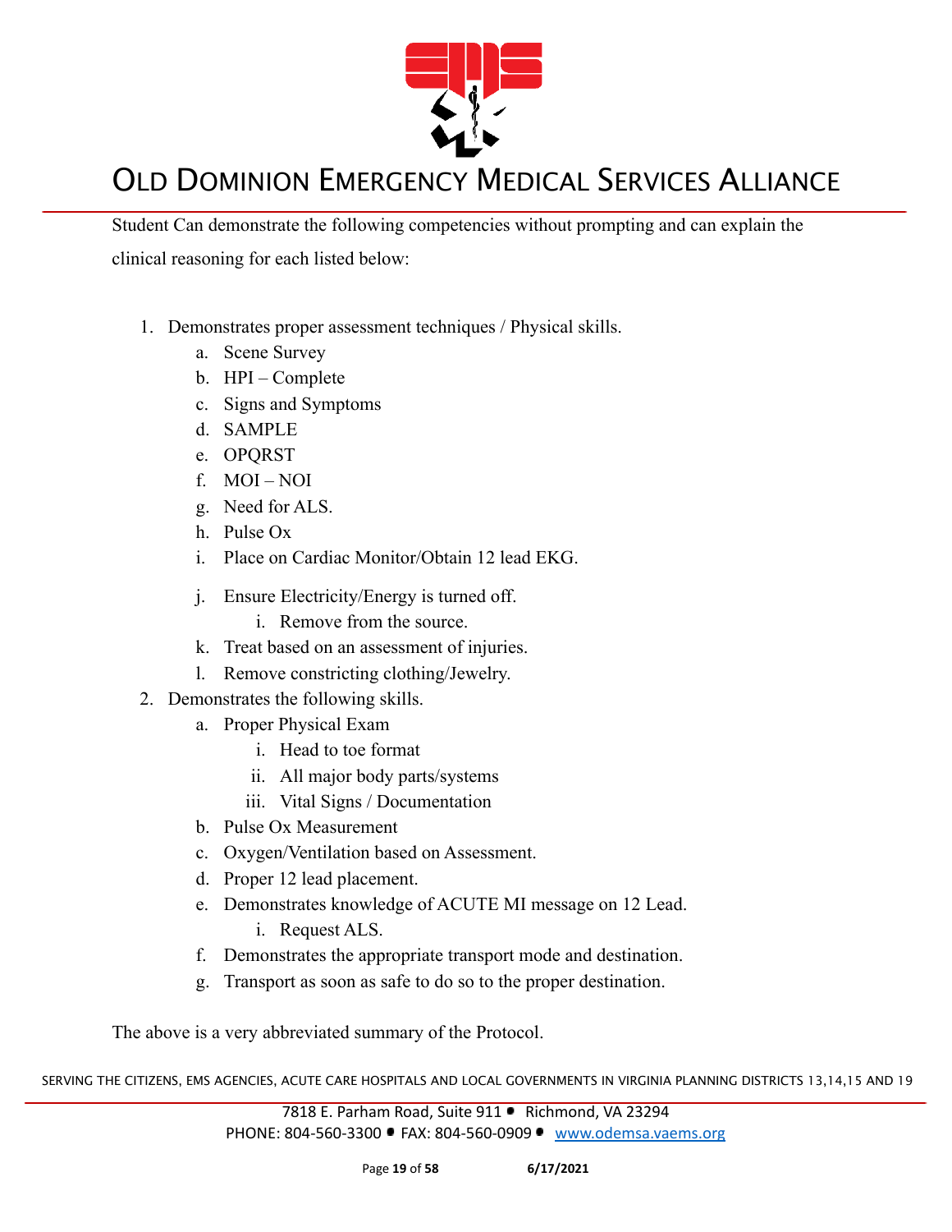Student Can demonstrate the following competencies without prompting and can explain the clinical reasoning for each listed below:

1. Demonstrates proper assessment techniques / Physical skills.
    a. Scene Survey
    b. HPI – Complete
    c. Signs and Symptoms
    d. SAMPLE
    e. OPQRST
    f. MOI – NOI
    g. Need for ALS.
    h. Pulse Ox
    i. Place on Cardiac Monitor/Obtain 12 lead EKG.
    j. Ensure Electricity/Energy is turned off.
        i. Remove from the source.
    k. Treat based on an assessment of injuries.
    l. Remove constricting clothing/Jewelry.
2. Demonstrates the following skills.
    a. Proper Physical Exam
        i. Head to toe format
        ii. All major body parts/systems
        iii. Vital Signs / Documentation
    b. Pulse Ox Measurement
    c. Oxygen/Ventilation based on Assessment.
    d. Proper 12 lead placement.
    e. Demonstrates knowledge of ACUTE MI message on 12 Lead.
        i. Request ALS.
    f. Demonstrates the appropriate transport mode and destination.
    g. Transport as soon as safe to do so to the proper destination.

The above is a very abbreviated summary of the Protocol.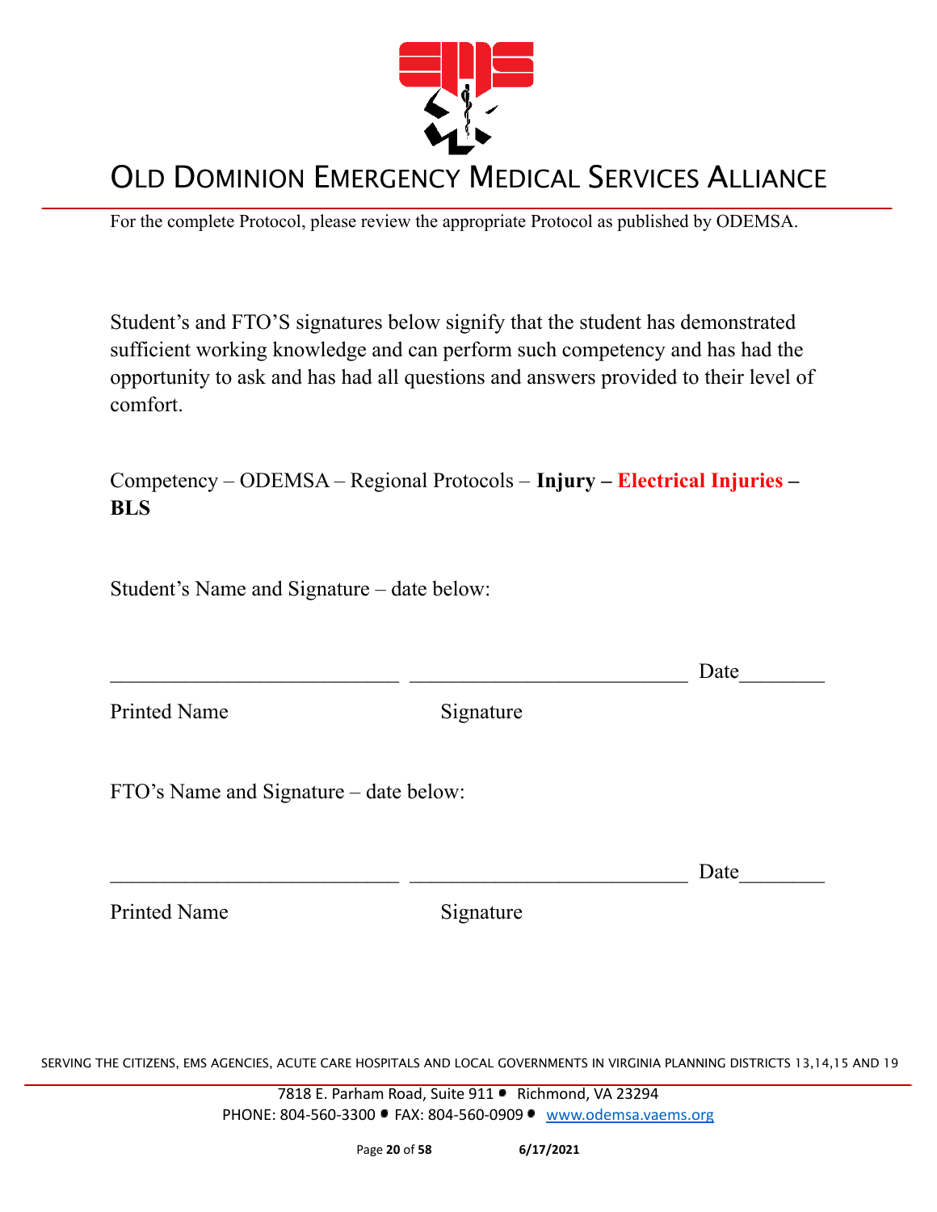# OLD DOMINION EMERGENCY MEDICAL SERVICES ALLIANCE

For the complete Protocol, please review the appropriate Protocol as published by ODEMSA.

Student's and FTO'S signatures below signify that the student has demonstrated sufficient working knowledge and can perform such competency and has had the opportunity to ask and has had all questions and answers provided to their level of comfort.

Competency – ODEMSA – Regional Protocols – **Injury – Electrical Injuries – BLS**

Student's Name and Signature – date below:

___________________________ ___________________________ Date________

Printed Name Signature

FTO's Name and Signature – date below:

___________________________ ___________________________ Date________

Printed Name Signature

SERVING THE CITIZENS, EMS AGENCIES, ACUTE CARE HOSPITALS AND LOCAL GOVERNMENTS IN VIRGINIA PLANNING DISTRICTS 13,14,15 AND 19

7818 E. Parham Road, Suite 911 • Richmond, VA 23294
PHONE: 804-560-3300 • FAX: 804-560-0909 • www.odemsa.vaems.org

6/17/2021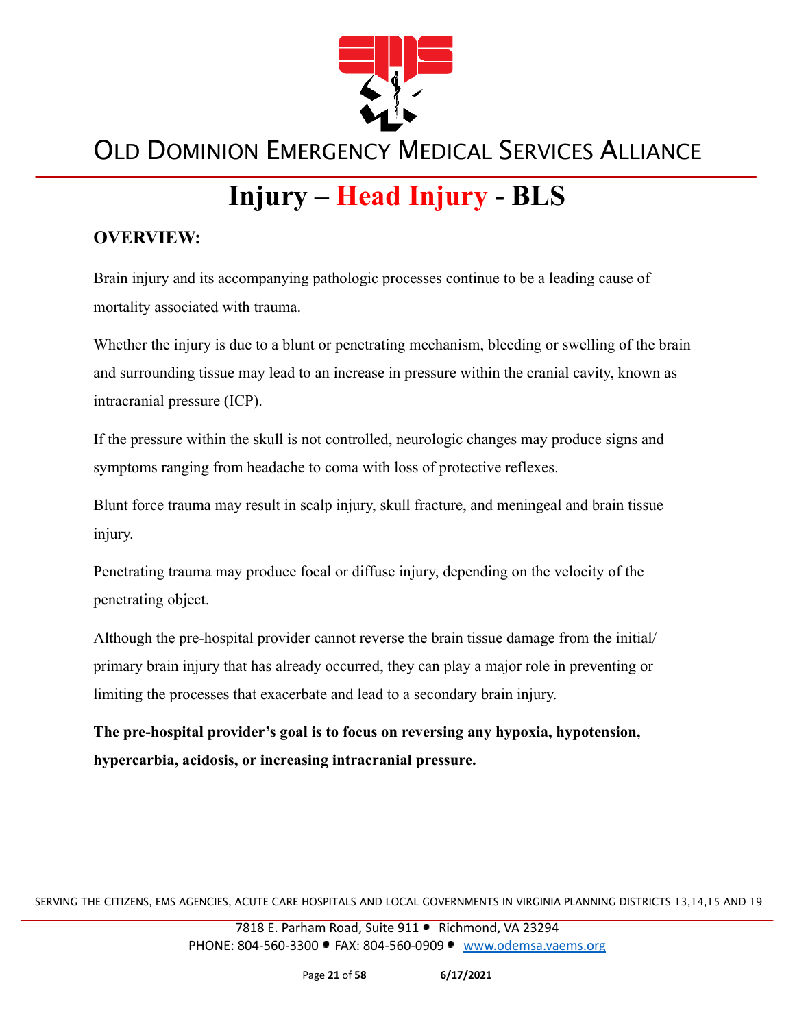# Injury – Head Injury - BLS

## OVERVIEW:

Brain injury and its accompanying pathologic processes continue to be a leading cause of mortality associated with trauma.

Whether the injury is due to a blunt or penetrating mechanism, bleeding or swelling of the brain and surrounding tissue may lead to an increase in pressure within the cranial cavity, known as intracranial pressure (ICP).

If the pressure within the skull is not controlled, neurologic changes may produce signs and symptoms ranging from headache to coma with loss of protective reflexes.

Blunt force trauma may result in scalp injury, skull fracture, and meningeal and brain tissue injury.

Penetrating trauma may produce focal or diffuse injury, depending on the velocity of the penetrating object.

Although the pre-hospital provider cannot reverse the brain tissue damage from the initial/ primary brain injury that has already occurred, they can play a major role in preventing or limiting the processes that exacerbate and lead to a secondary brain injury.

**The pre-hospital provider's goal is to focus on reversing any hypoxia, hypotension, hypercarbia, acidosis, or increasing intracranial pressure.**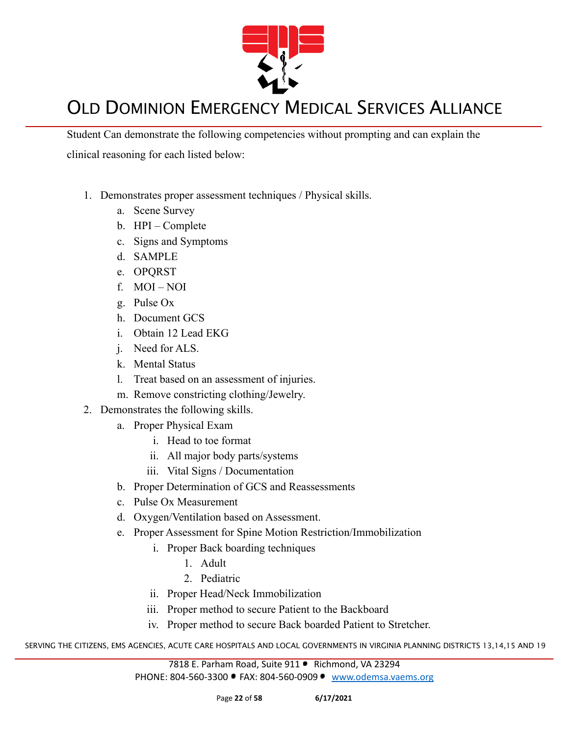Student Can demonstrate the following competencies without prompting and can explain the clinical reasoning for each listed below:

1. Demonstrates proper assessment techniques / Physical skills.
    a. Scene Survey
    b. HPI – Complete
    c. Signs and Symptoms
    d. SAMPLE
    e. OPQRST
    f. MOI – NOI
    g. Pulse Ox
    h. Document GCS
    i. Obtain 12 Lead EKG
    j. Need for ALS.
    k. Mental Status
    l. Treat based on an assessment of injuries.
    m. Remove constricting clothing/Jewelry.
2. Demonstrates the following skills.
    a. Proper Physical Exam
        i. Head to toe format
        ii. All major body parts/systems
        iii. Vital Signs / Documentation
    b. Proper Determination of GCS and Reassessments
    c. Pulse Ox Measurement
    d. Oxygen/Ventilation based on Assessment.
    e. Proper Assessment for Spine Motion Restriction/Immobilization
        i. Proper Back boarding techniques
            1. Adult
            2. Pediatric
        ii. Proper Head/Neck Immobilization
        iii. Proper method to secure Patient to the Backboard
        iv. Proper method to secure Back boarded Patient to Stretcher.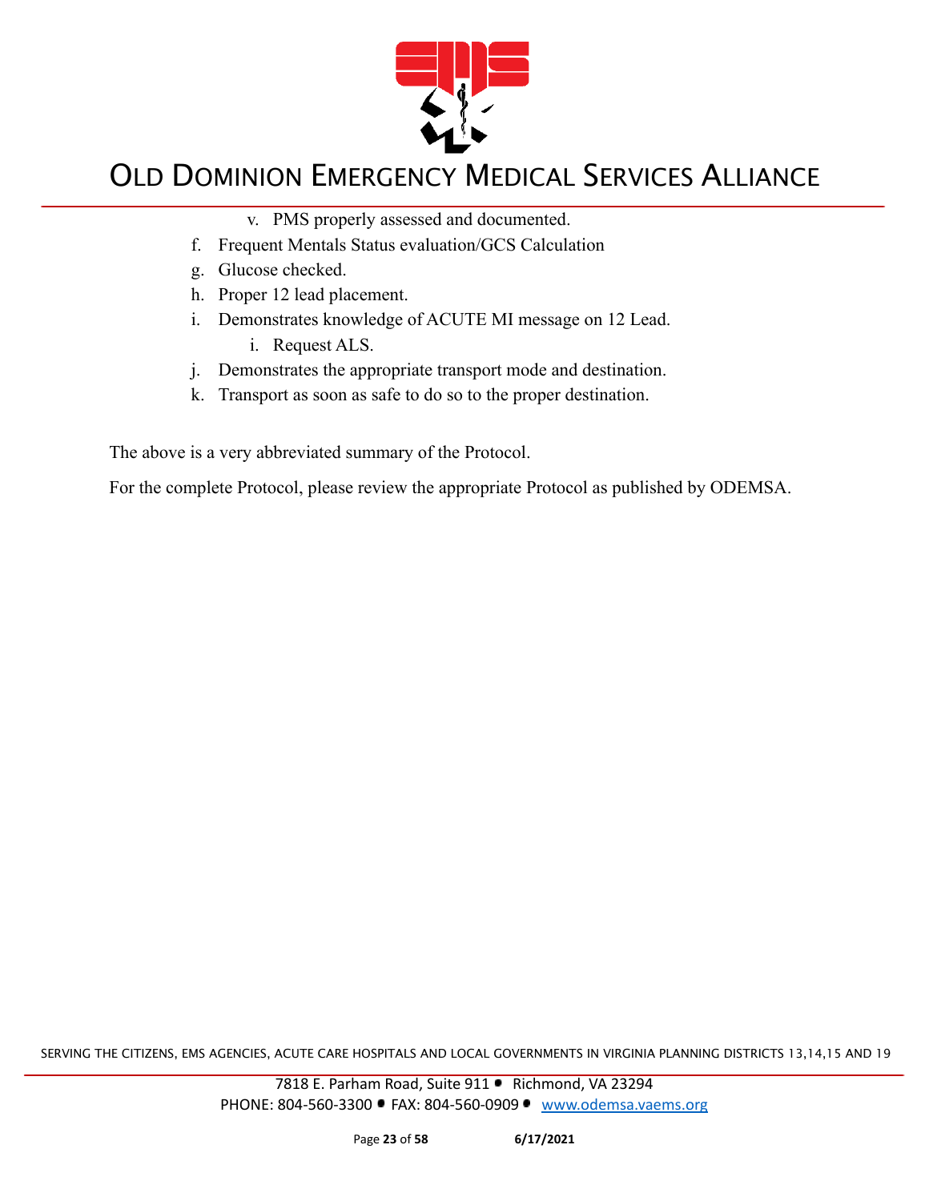v. PMS properly assessed and documented.

   f. Frequent Mentals Status evaluation/GCS Calculation
   g. Glucose checked.
   h. Proper 12 lead placement.
   i. Demonstrates knowledge of ACUTE MI message on 12 Lead.
      i. Request ALS.
   j. Demonstrates the appropriate transport mode and destination.
   k. Transport as soon as safe to do so to the proper destination.

The above is a very abbreviated summary of the Protocol.

For the complete Protocol, please review the appropriate Protocol as published by ODEMSA.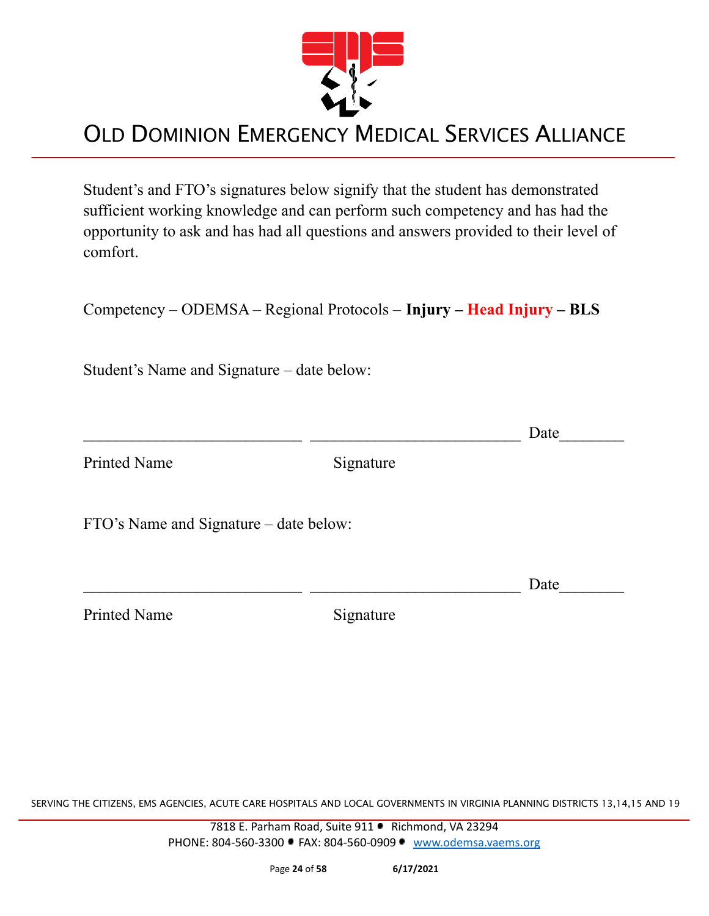# OLD DOMINION EMERGENCY MEDICAL SERVICES ALLIANCE

Student's and FTO's signatures below signify that the student has demonstrated sufficient working knowledge and can perform such competency and has had the opportunity to ask and has had all questions and answers provided to their level of comfort.

Competency – ODEMSA – Regional Protocols – **Injury – Head Injury – BLS**

Student's Name and Signature – date below:

___________________________ __________________________ Date________

Printed Name Signature

FTO's Name and Signature – date below:

___________________________ __________________________ Date________

Printed Name Signature

SERVING THE CITIZENS, EMS AGENCIES, ACUTE CARE HOSPITALS AND LOCAL GOVERNMENTS IN VIRGINIA PLANNING DISTRICTS 13,14,15 AND 19

7818 E. Parham Road, Suite 911 • Richmond, VA 23294
PHONE: 804-560-3300 • FAX: 804-560-0909 • www.odemsa.vaems.org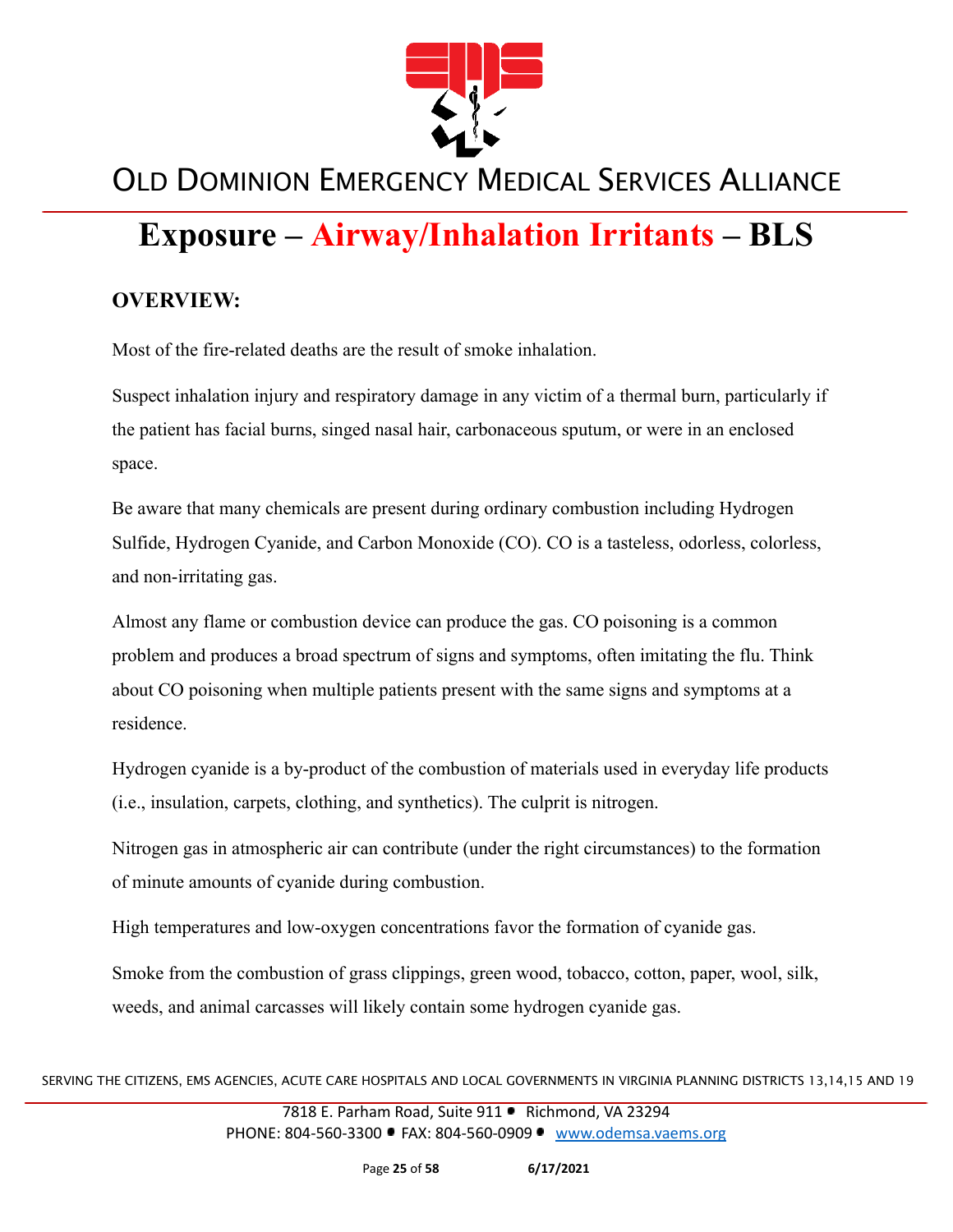# Exposure – Airway/Inhalation Irritants – BLS

## OVERVIEW:

Most of the fire-related deaths are the result of smoke inhalation.

Suspect inhalation injury and respiratory damage in any victim of a thermal burn, particularly if the patient has facial burns, singed nasal hair, carbonaceous sputum, or were in an enclosed space.

Be aware that many chemicals are present during ordinary combustion including Hydrogen Sulfide, Hydrogen Cyanide, and Carbon Monoxide (CO). CO is a tasteless, odorless, colorless, and non-irritating gas.

Almost any flame or combustion device can produce the gas. CO poisoning is a common problem and produces a broad spectrum of signs and symptoms, often imitating the flu. Think about CO poisoning when multiple patients present with the same signs and symptoms at a residence.

Hydrogen cyanide is a by-product of the combustion of materials used in everyday life products (i.e., insulation, carpets, clothing, and synthetics). The culprit is nitrogen.

Nitrogen gas in atmospheric air can contribute (under the right circumstances) to the formation of minute amounts of cyanide during combustion.

High temperatures and low-oxygen concentrations favor the formation of cyanide gas.

Smoke from the combustion of grass clippings, green wood, tobacco, cotton, paper, wool, silk, weeds, and animal carcasses will likely contain some hydrogen cyanide gas.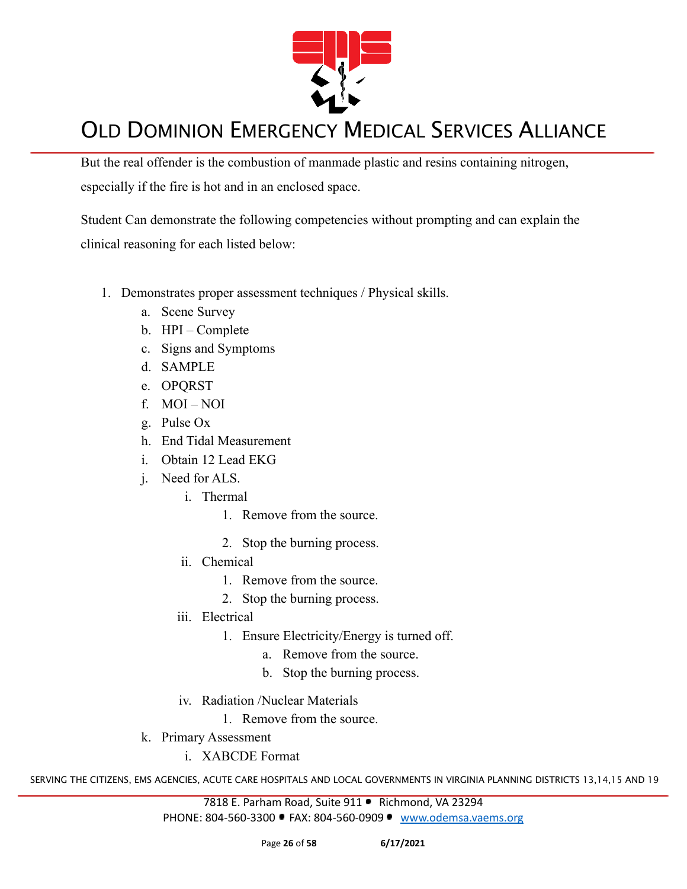But the real offender is the combustion of manmade plastic and resins containing nitrogen, especially if the fire is hot and in an enclosed space.

Student Can demonstrate the following competencies without prompting and can explain the clinical reasoning for each listed below:

1. Demonstrates proper assessment techniques / Physical skills.
   a. Scene Survey
   b. HPI – Complete
   c. Signs and Symptoms
   d. SAMPLE
   e. OPQRST
   f. MOI – NOI
   g. Pulse Ox
   h. End Tidal Measurement
   i. Obtain 12 Lead EKG
   j. Need for ALS.
      i. Thermal
         1. Remove from the source.
         2. Stop the burning process.
      ii. Chemical
         1. Remove from the source.
         2. Stop the burning process.
      iii. Electrical
         1. Ensure Electricity/Energy is turned off.
            a. Remove from the source.
            b. Stop the burning process.
      iv. Radiation /Nuclear Materials
         1. Remove from the source.
   k. Primary Assessment
      i. XABCDE Format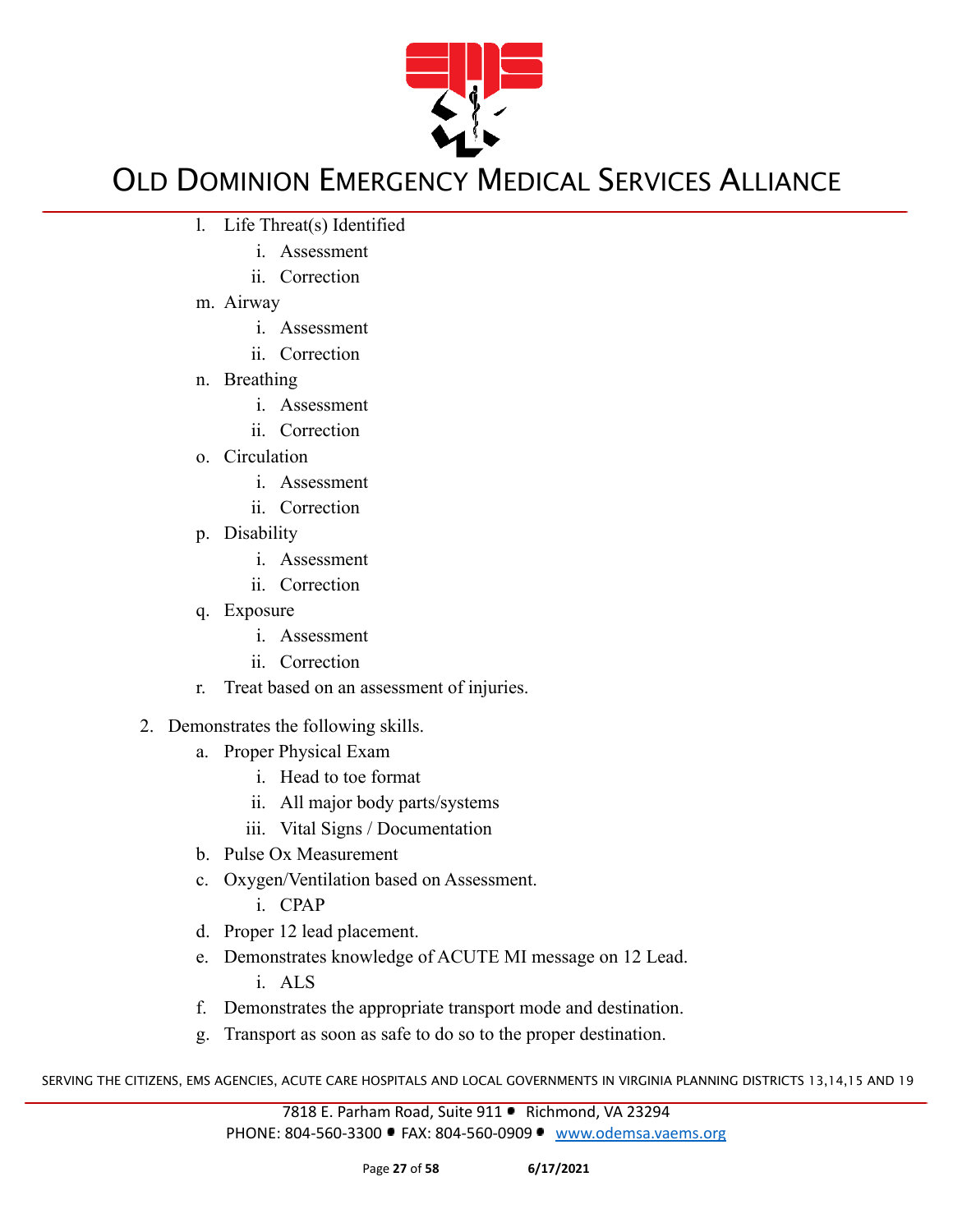l. Life Threat(s) Identified
    i. Assessment
    ii. Correction
m. Airway
    i. Assessment
    ii. Correction
n. Breathing
    i. Assessment
    ii. Correction
o. Circulation
    i. Assessment
    ii. Correction
p. Disability
    i. Assessment
    ii. Correction
q. Exposure
    i. Assessment
    ii. Correction
r. Treat based on an assessment of injuries.

2. Demonstrates the following skills.
    a. Proper Physical Exam
        i. Head to toe format
        ii. All major body parts/systems
        iii. Vital Signs / Documentation
    b. Pulse Ox Measurement
    c. Oxygen/Ventilation based on Assessment.
        i. CPAP
    d. Proper 12 lead placement.
    e. Demonstrates knowledge of ACUTE MI message on 12 Lead.
        i. ALS
    f. Demonstrates the appropriate transport mode and destination.
    g. Transport as soon as safe to do so to the proper destination.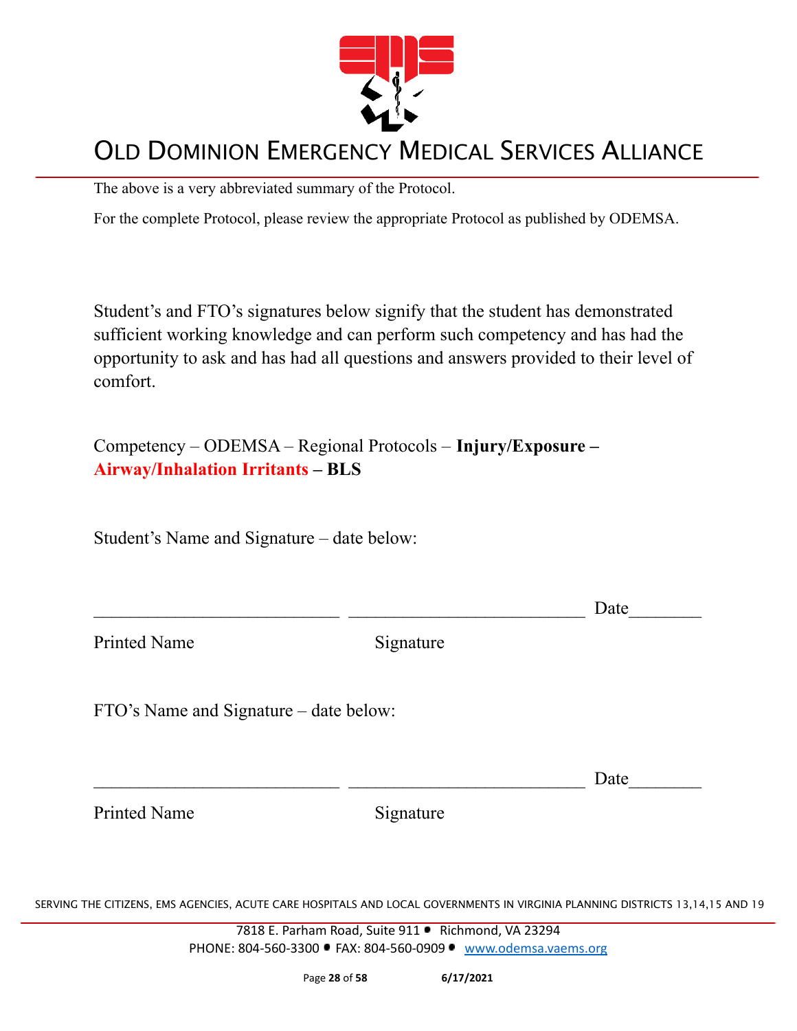The above is a very abbreviated summary of the Protocol.

For the complete Protocol, please review the appropriate Protocol as published by ODEMSA.

Student's and FTO's signatures below signify that the student has demonstrated sufficient working knowledge and can perform such competency and has had the opportunity to ask and has had all questions and answers provided to their level of comfort.

Competency – ODEMSA – Regional Protocols – **Injury/Exposure – Airway/Inhalation Irritants – BLS**

Student's Name and Signature – date below:

___________________________ ___________________________ Date________

Printed Name Signature

FTO's Name and Signature – date below:

___________________________ ___________________________ Date________

Printed Name Signature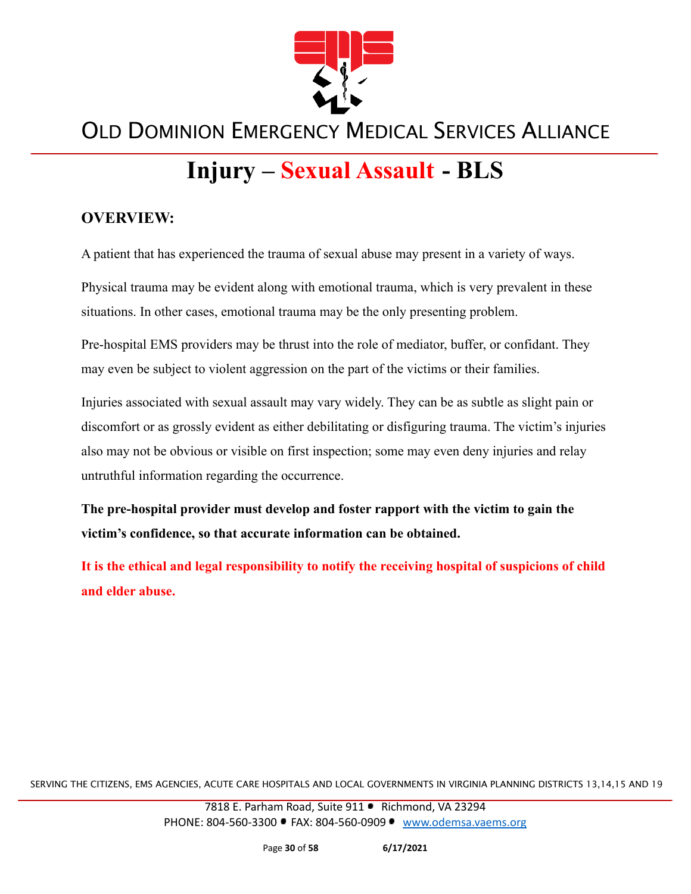# Injury – Sexual Assault - BLS

## OVERVIEW:

A patient that has experienced the trauma of sexual abuse may present in a variety of ways.

Physical trauma may be evident along with emotional trauma, which is very prevalent in these situations. In other cases, emotional trauma may be the only presenting problem.

Pre-hospital EMS providers may be thrust into the role of mediator, buffer, or confidant. They may even be subject to violent aggression on the part of the victims or their families.

Injuries associated with sexual assault may vary widely. They can be as subtle as slight pain or discomfort or as grossly evident as either debilitating or disfiguring trauma. The victim's injuries also may not be obvious or visible on first inspection; some may even deny injuries and relay untruthful information regarding the occurrence.

**The pre-hospital provider must develop and foster rapport with the victim to gain the victim's confidence, so that accurate information can be obtained.**

**It is the ethical and legal responsibility to notify the receiving hospital of suspicions of child and elder abuse.**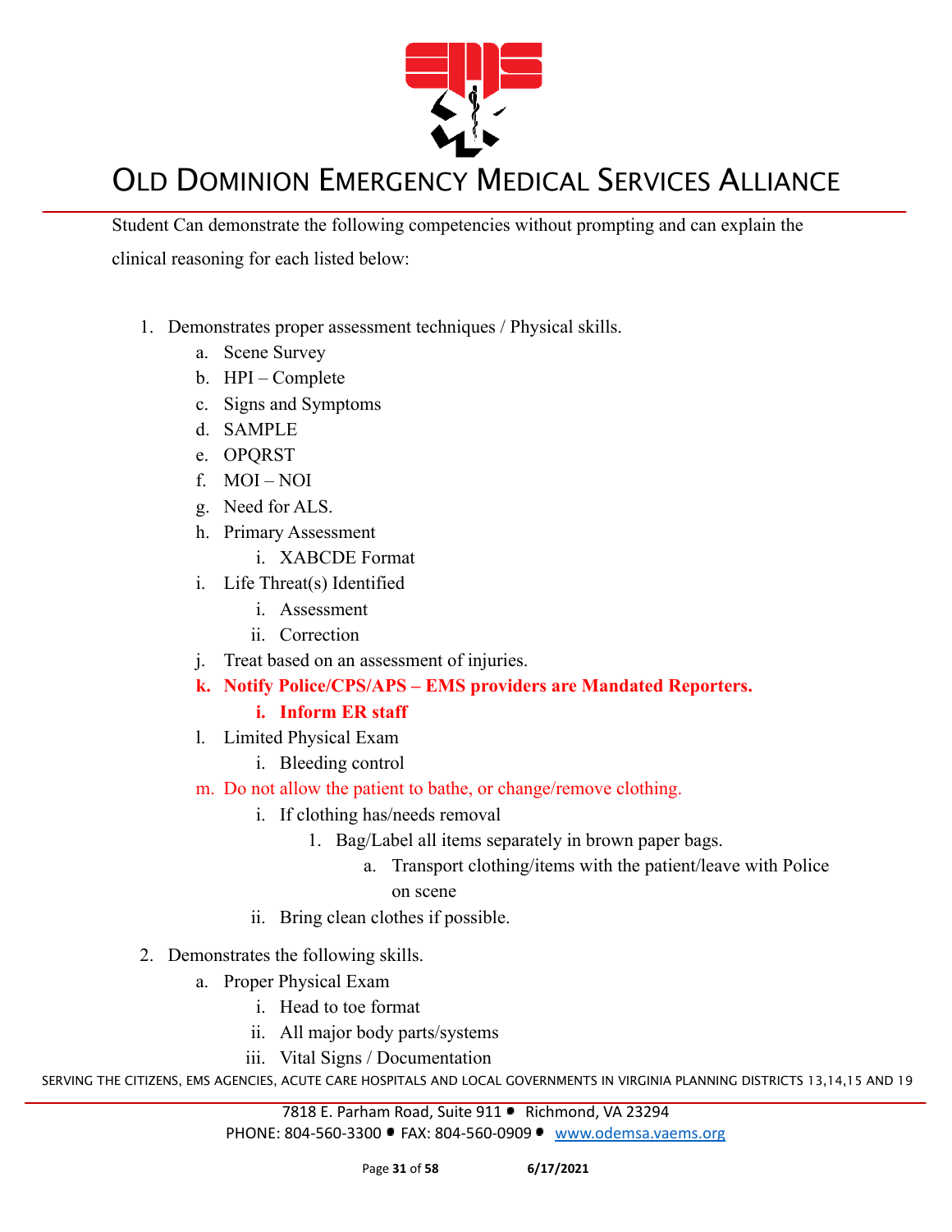Student Can demonstrate the following competencies without prompting and can explain the clinical reasoning for each listed below:

1. Demonstrates proper assessment techniques / Physical skills.
    a. Scene Survey
    b. HPI – Complete
    c. Signs and Symptoms
    d. SAMPLE
    e. OPQRST
    f. MOI – NOI
    g. Need for ALS.
    h. Primary Assessment
        i. XABCDE Format
    i. Life Threat(s) Identified
        i. Assessment
        ii. Correction
    j. Treat based on an assessment of injuries.
    k. **Notify Police/CPS/APS – EMS providers are Mandated Reporters.**
        i. **Inform ER staff**
    l. Limited Physical Exam
        i. Bleeding control
    m. Do not allow the patient to bathe, or change/remove clothing.
        i. If clothing has/needs removal
            1. Bag/Label all items separately in brown paper bags.
                a. Transport clothing/items with the patient/leave with Police on scene
        ii. Bring clean clothes if possible.

2. Demonstrates the following skills.
    a. Proper Physical Exam
        i. Head to toe format
        ii. All major body parts/systems
        iii. Vital Signs / Documentation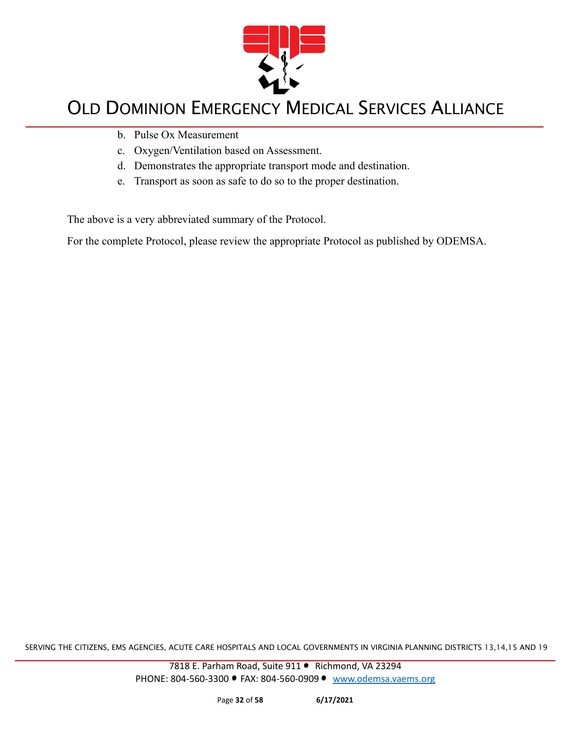b. Pulse Ox Measurement
c. Oxygen/Ventilation based on Assessment.
d. Demonstrates the appropriate transport mode and destination.
e. Transport as soon as safe to do so to the proper destination.

The above is a very abbreviated summary of the Protocol.

For the complete Protocol, please review the appropriate Protocol as published by ODEMSA.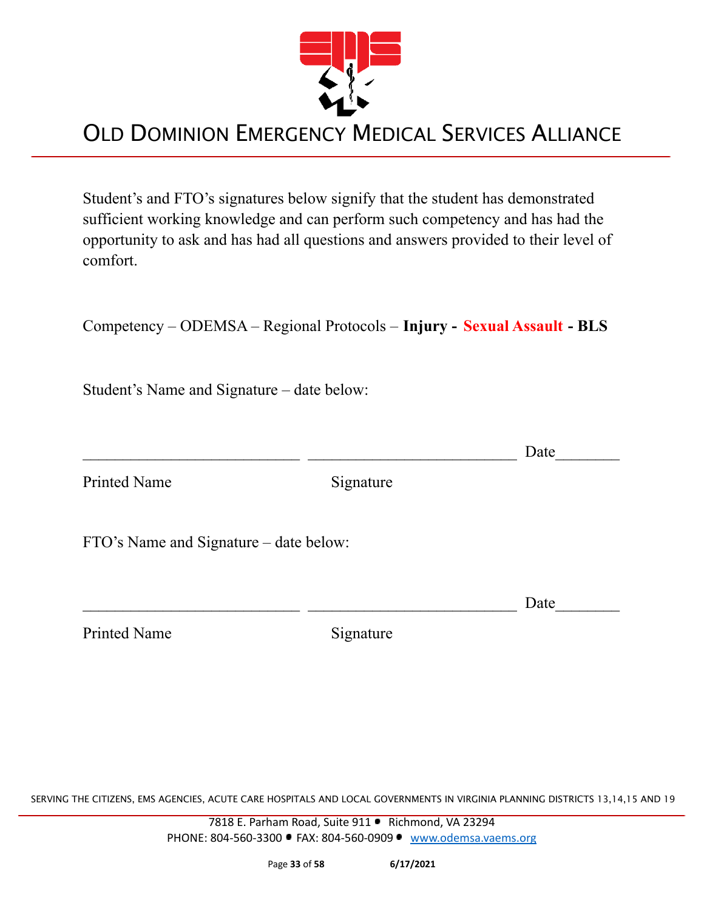# OLD DOMINION EMERGENCY MEDICAL SERVICES ALLIANCE

Student's and FTO's signatures below signify that the student has demonstrated sufficient working knowledge and can perform such competency and has had the opportunity to ask and has had all questions and answers provided to their level of comfort.

Competency – ODEMSA – Regional Protocols – **Injury - Sexual Assault - BLS**

Student's Name and Signature – date below:

___________________________ ___________________________ Date________

Printed Name Signature

FTO's Name and Signature – date below:

___________________________ ___________________________ Date________

Printed Name Signature

SERVING THE CITIZENS, EMS AGENCIES, ACUTE CARE HOSPITALS AND LOCAL GOVERNMENTS IN VIRGINIA PLANNING DISTRICTS 13,14,15 AND 19

7818 E. Parham Road, Suite 911 • Richmond, VA 23294
PHONE: 804-560-3300 • FAX: 804-560-0909 • www.odemsa.vaems.org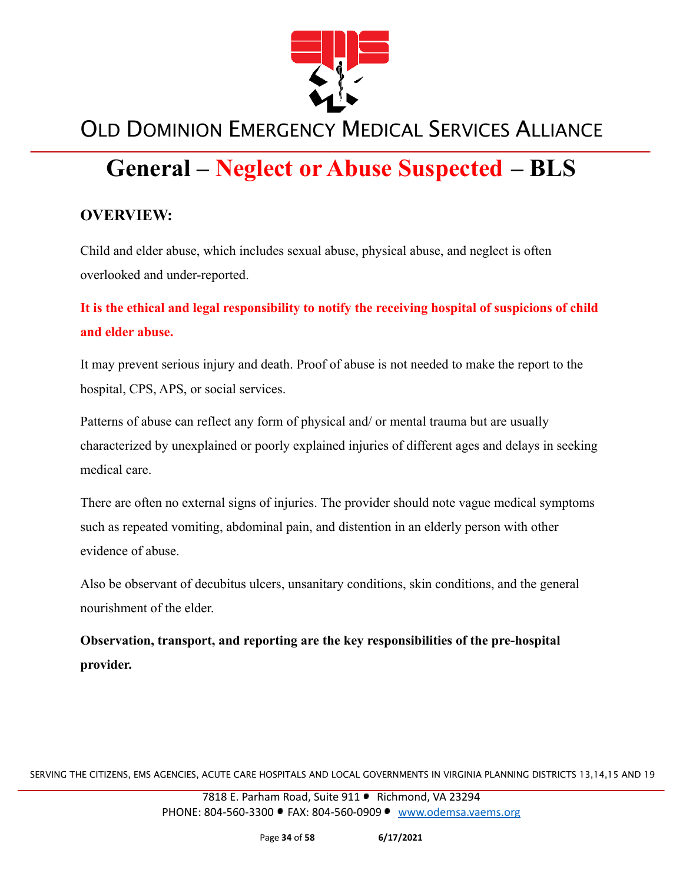# General – Neglect or Abuse Suspected – BLS

## OVERVIEW:

Child and elder abuse, which includes sexual abuse, physical abuse, and neglect is often overlooked and under-reported.

**It is the ethical and legal responsibility to notify the receiving hospital of suspicions of child and elder abuse.**

It may prevent serious injury and death. Proof of abuse is not needed to make the report to the hospital, CPS, APS, or social services.

Patterns of abuse can reflect any form of physical and/ or mental trauma but are usually characterized by unexplained or poorly explained injuries of different ages and delays in seeking medical care.

There are often no external signs of injuries. The provider should note vague medical symptoms such as repeated vomiting, abdominal pain, and distention in an elderly person with other evidence of abuse.

Also be observant of decubitus ulcers, unsanitary conditions, skin conditions, and the general nourishment of the elder.

**Observation, transport, and reporting are the key responsibilities of the pre-hospital provider.**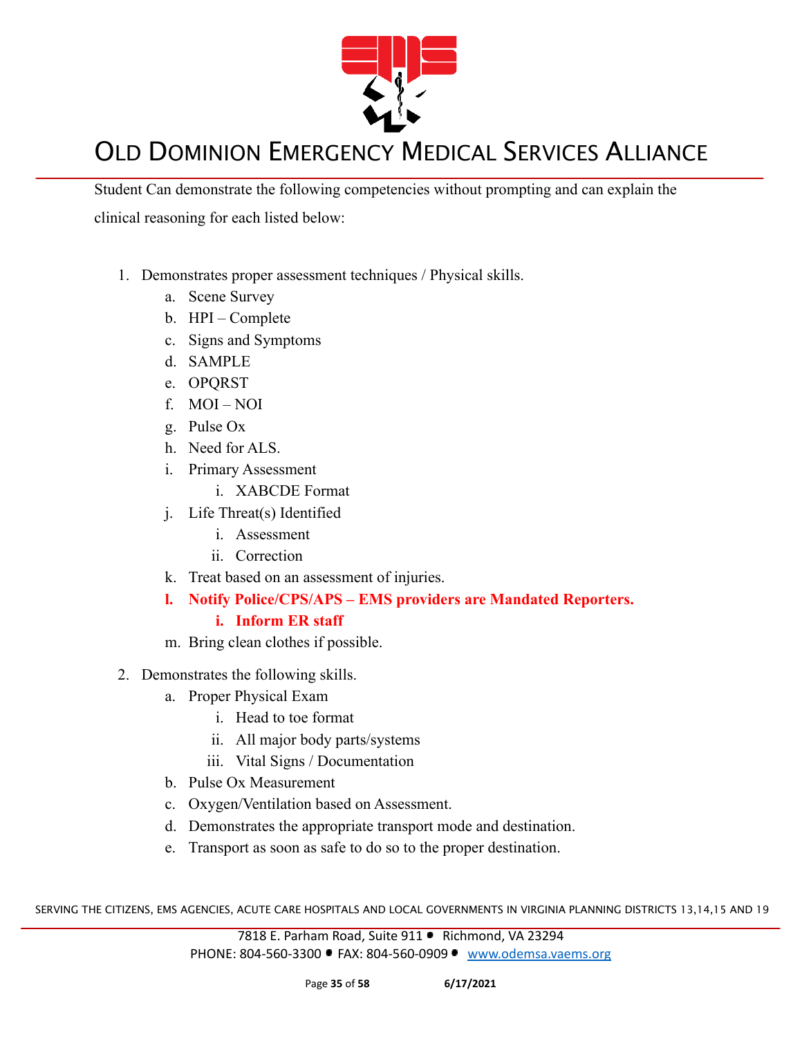Student Can demonstrate the following competencies without prompting and can explain the clinical reasoning for each listed below:

1. Demonstrates proper assessment techniques / Physical skills.
    a. Scene Survey
    b. HPI – Complete
    c. Signs and Symptoms
    d. SAMPLE
    e. OPQRST
    f. MOI – NOI
    g. Pulse Ox
    h. Need for ALS.
    i. Primary Assessment
        i. XABCDE Format
    j. Life Threat(s) Identified
        i. Assessment
        ii. Correction
    k. Treat based on an assessment of injuries.
    l. **Notify Police/CPS/APS – EMS providers are Mandated Reporters.**
        i. **Inform ER staff**
    m. Bring clean clothes if possible.

2. Demonstrates the following skills.
    a. Proper Physical Exam
        i. Head to toe format
        ii. All major body parts/systems
        iii. Vital Signs / Documentation
    b. Pulse Ox Measurement
    c. Oxygen/Ventilation based on Assessment.
    d. Demonstrates the appropriate transport mode and destination.
    e. Transport as soon as safe to do so to the proper destination.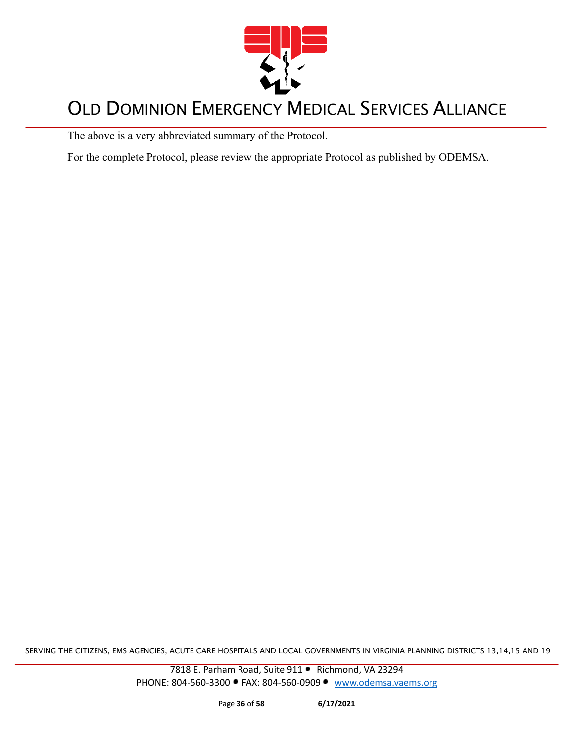The above is a very abbreviated summary of the Protocol.

For the complete Protocol, please review the appropriate Protocol as published by ODEMSA.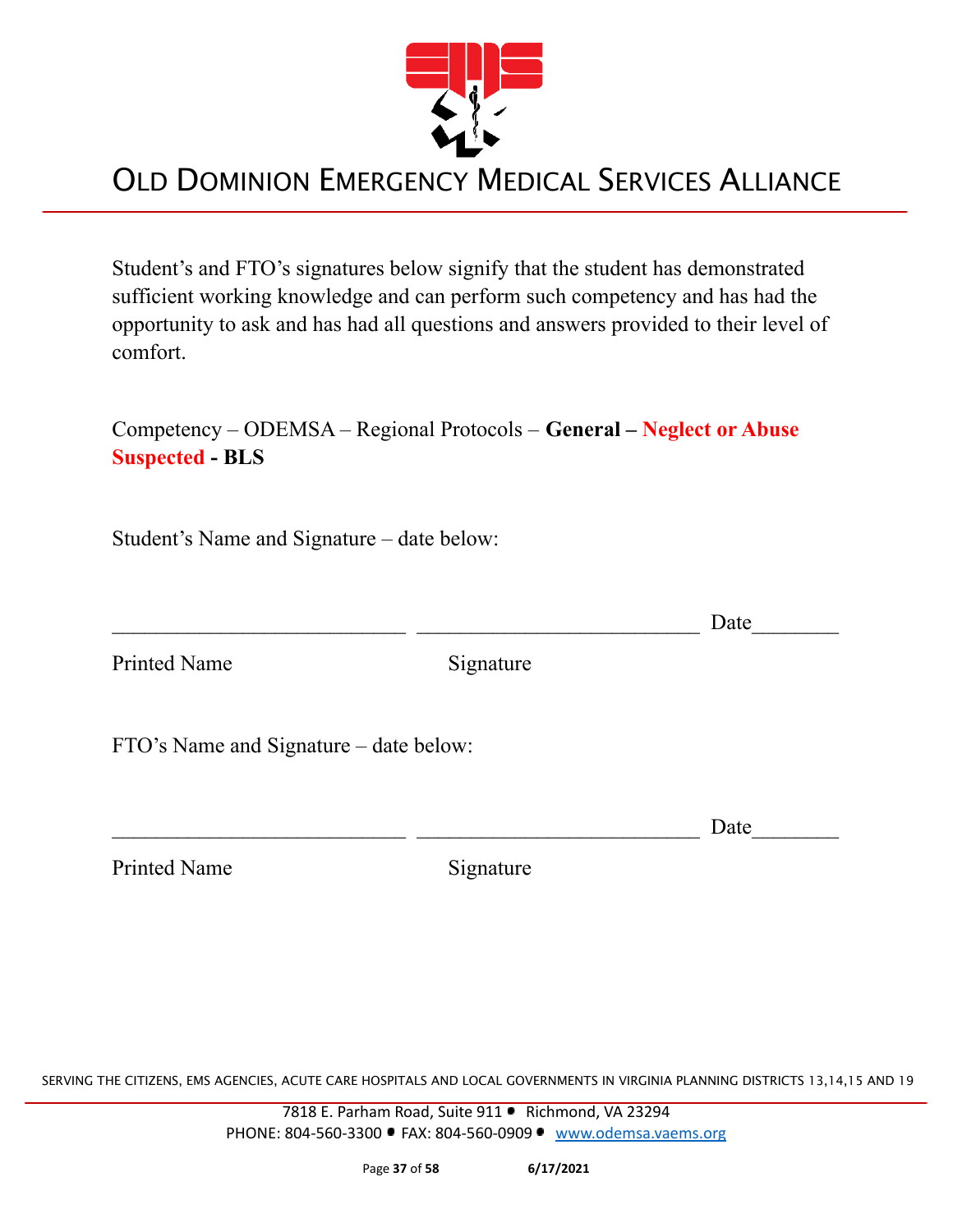# OLD DOMINION EMERGENCY MEDICAL SERVICES ALLIANCE

Student's and FTO's signatures below signify that the student has demonstrated sufficient working knowledge and can perform such competency and has had the opportunity to ask and has had all questions and answers provided to their level of comfort.

Competency – ODEMSA – Regional Protocols – **General – Neglect or Abuse Suspected - BLS**

Student's Name and Signature – date below:

___________________________ ___________________________ Date________

Printed Name                                        Signature

FTO's Name and Signature – date below:

___________________________ ___________________________ Date________

Printed Name                                        Signature

SERVING THE CITIZENS, EMS AGENCIES, ACUTE CARE HOSPITALS AND LOCAL GOVERNMENTS IN VIRGINIA PLANNING DISTRICTS 13,14,15 AND 19

7818 E. Parham Road, Suite 911 • Richmond, VA 23294
PHONE: 804-560-3300 • FAX: 804-560-0909 • www.odemsa.vaems.org

6/17/2021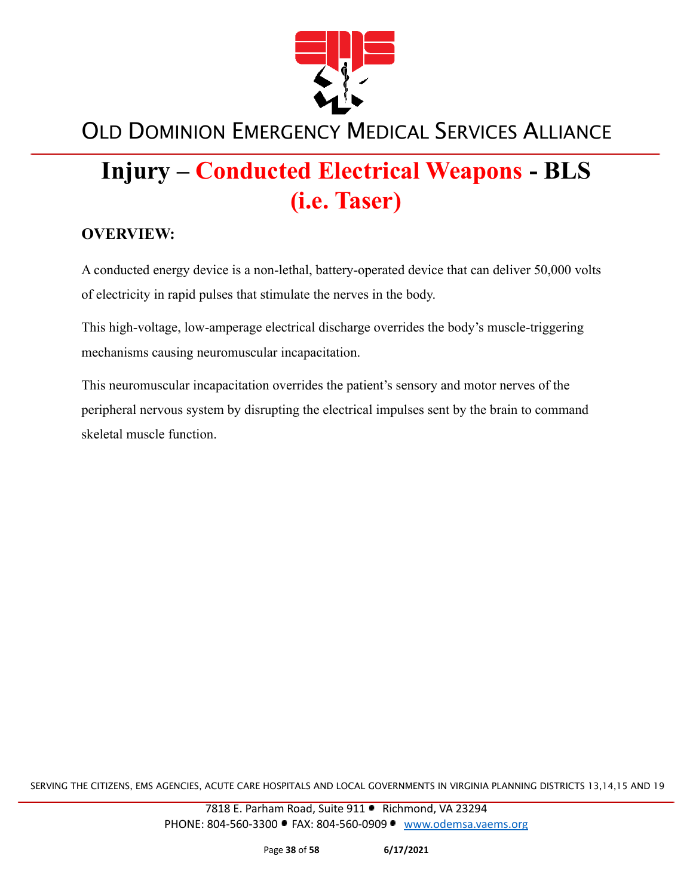# Injury – Conducted Electrical Weapons - BLS (i.e. Taser)

## OVERVIEW:

A conducted energy device is a non-lethal, battery-operated device that can deliver 50,000 volts of electricity in rapid pulses that stimulate the nerves in the body.

This high-voltage, low-amperage electrical discharge overrides the body's muscle-triggering mechanisms causing neuromuscular incapacitation.

This neuromuscular incapacitation overrides the patient's sensory and motor nerves of the peripheral nervous system by disrupting the electrical impulses sent by the brain to command skeletal muscle function.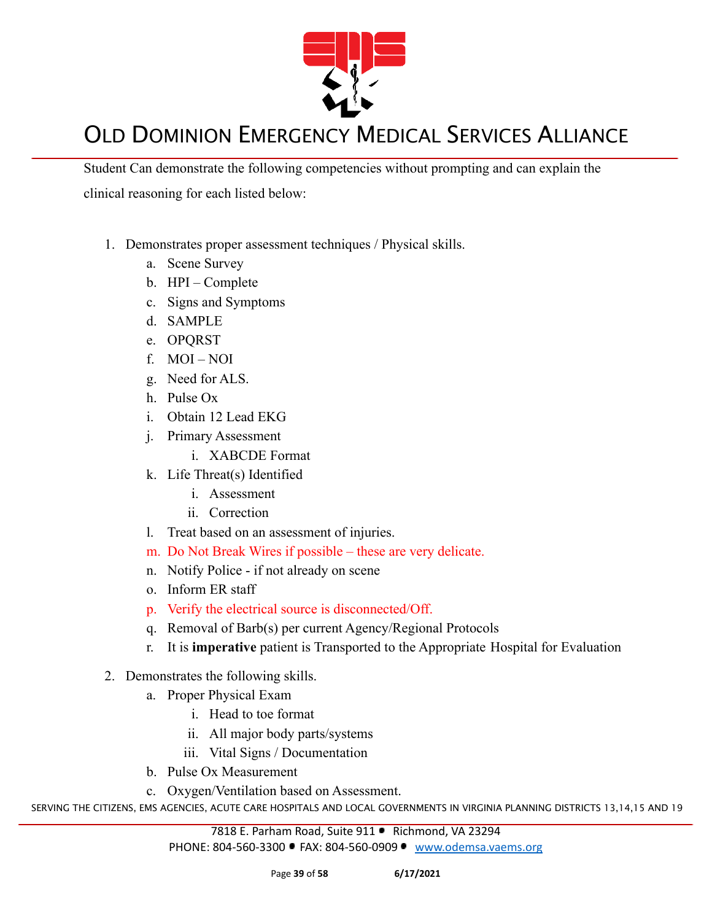Student Can demonstrate the following competencies without prompting and can explain the clinical reasoning for each listed below:

1. Demonstrates proper assessment techniques / Physical skills.
   a. Scene Survey
   b. HPI – Complete
   c. Signs and Symptoms
   d. SAMPLE
   e. OPQRST
   f. MOI – NOI
   g. Need for ALS.
   h. Pulse Ox
   i. Obtain 12 Lead EKG
   j. Primary Assessment
      i. XABCDE Format
   k. Life Threat(s) Identified
      i. Assessment
      ii. Correction
   l. Treat based on an assessment of injuries.
   m. Do Not Break Wires if possible – these are very delicate.
   n. Notify Police - if not already on scene
   o. Inform ER staff
   p. Verify the electrical source is disconnected/Off.
   q. Removal of Barb(s) per current Agency/Regional Protocols
   r. It is **imperative** patient is Transported to the Appropriate Hospital for Evaluation

2. Demonstrates the following skills.
   a. Proper Physical Exam
      i. Head to toe format
      ii. All major body parts/systems
      iii. Vital Signs / Documentation
   b. Pulse Ox Measurement
   c. Oxygen/Ventilation based on Assessment.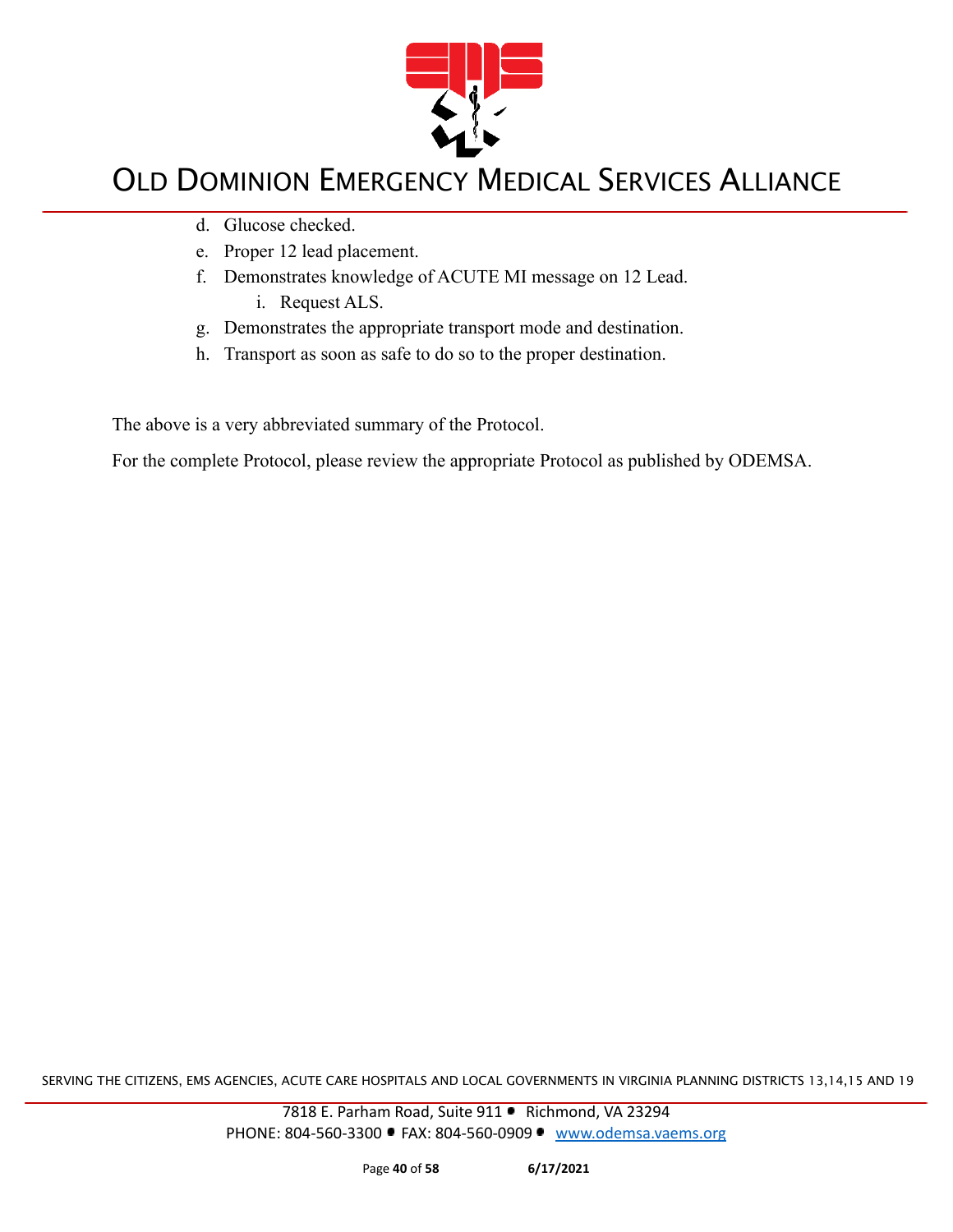d. Glucose checked.
e. Proper 12 lead placement.
f. Demonstrates knowledge of ACUTE MI message on 12 Lead.
    i. Request ALS.
g. Demonstrates the appropriate transport mode and destination.
h. Transport as soon as safe to do so to the proper destination.

The above is a very abbreviated summary of the Protocol.

For the complete Protocol, please review the appropriate Protocol as published by ODEMSA.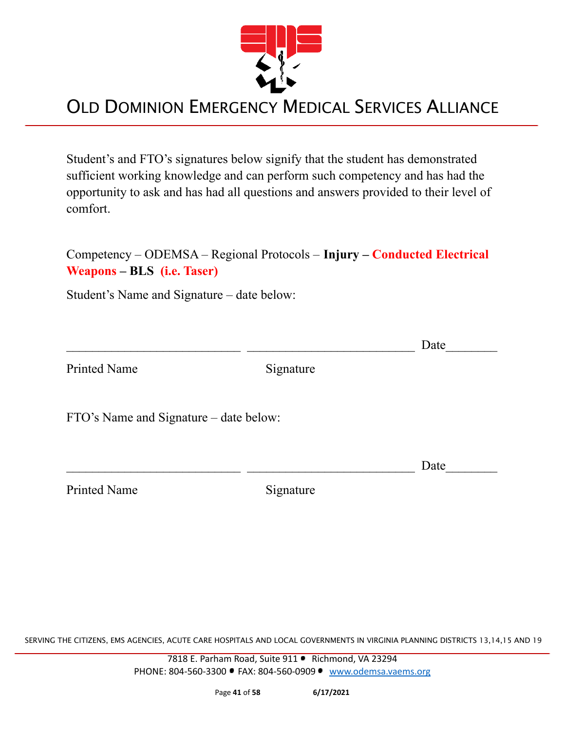# OLD DOMINION EMERGENCY MEDICAL SERVICES ALLIANCE

Student's and FTO's signatures below signify that the student has demonstrated sufficient working knowledge and can perform such competency and has had the opportunity to ask and has had all questions and answers provided to their level of comfort.

Competency – ODEMSA – Regional Protocols – **Injury – Conducted Electrical Weapons – BLS (i.e. Taser)**

Student's Name and Signature – date below:

\_\_\_\_\_\_\_\_\_\_\_\_\_\_\_\_\_\_\_\_\_\_\_\_\_\_\_ \_\_\_\_\_\_\_\_\_\_\_\_\_\_\_\_\_\_\_\_\_\_\_\_\_\_ Date\_\_\_\_\_\_\_\_

Printed Name Signature

FTO's Name and Signature – date below:

\_\_\_\_\_\_\_\_\_\_\_\_\_\_\_\_\_\_\_\_\_\_\_\_\_\_\_ \_\_\_\_\_\_\_\_\_\_\_\_\_\_\_\_\_\_\_\_\_\_\_\_\_\_ Date\_\_\_\_\_\_\_\_

Printed Name Signature

SERVING THE CITIZENS, EMS AGENCIES, ACUTE CARE HOSPITALS AND LOCAL GOVERNMENTS IN VIRGINIA PLANNING DISTRICTS 13,14,15 AND 19

7818 E. Parham Road, Suite 911 • Richmond, VA 23294
PHONE: 804-560-3300 • FAX: 804-560-0909 • www.odemsa.vaems.org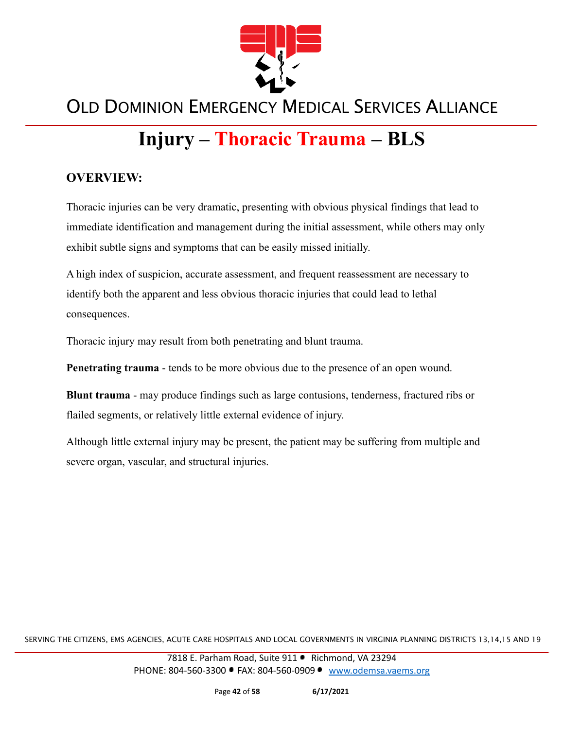# Injury – Thoracic Trauma – BLS

## OVERVIEW:

Thoracic injuries can be very dramatic, presenting with obvious physical findings that lead to immediate identification and management during the initial assessment, while others may only exhibit subtle signs and symptoms that can be easily missed initially.

A high index of suspicion, accurate assessment, and frequent reassessment are necessary to identify both the apparent and less obvious thoracic injuries that could lead to lethal consequences.

Thoracic injury may result from both penetrating and blunt trauma.

**Penetrating trauma** - tends to be more obvious due to the presence of an open wound.

**Blunt trauma** - may produce findings such as large contusions, tenderness, fractured ribs or flailed segments, or relatively little external evidence of injury.

Although little external injury may be present, the patient may be suffering from multiple and severe organ, vascular, and structural injuries.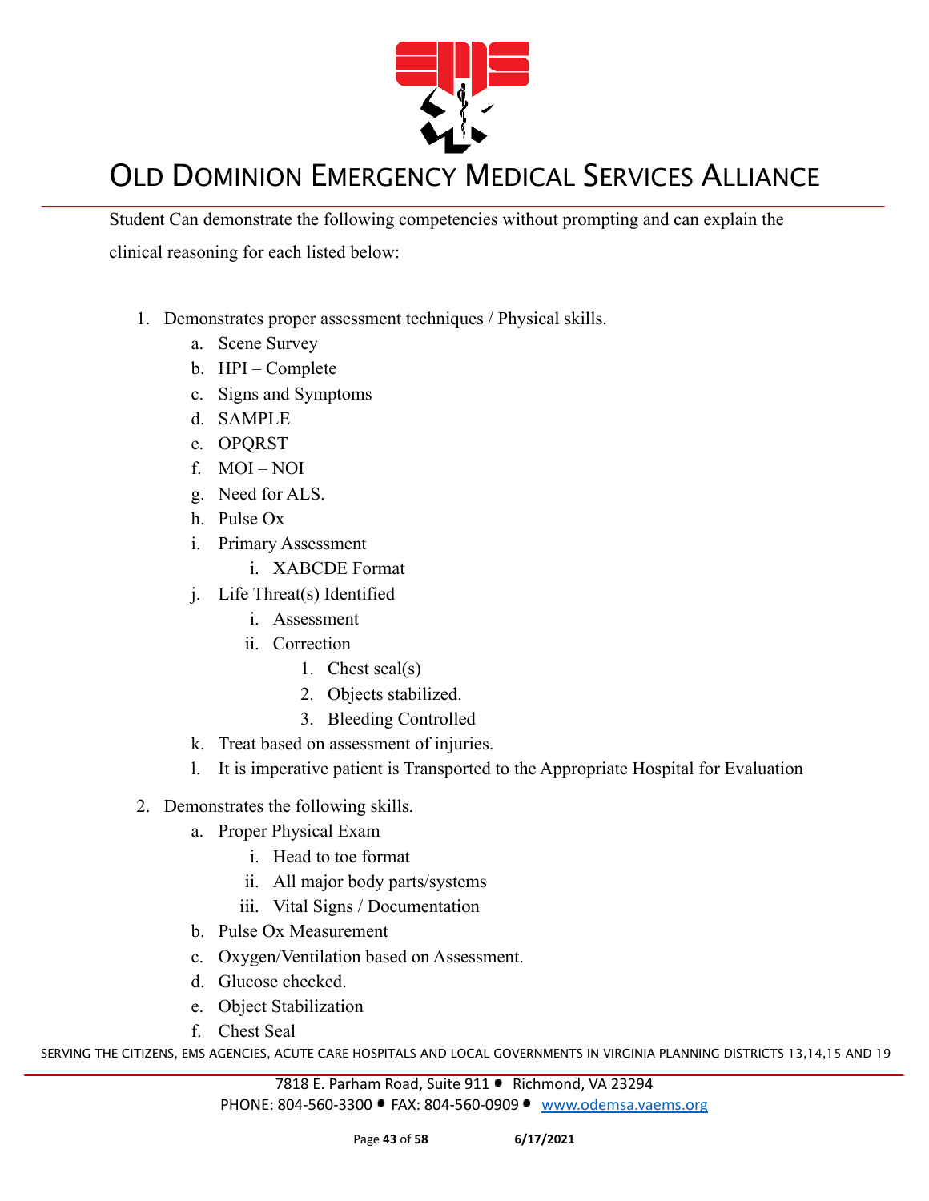Student Can demonstrate the following competencies without prompting and can explain the clinical reasoning for each listed below:

1. Demonstrates proper assessment techniques / Physical skills.
    a. Scene Survey
    b. HPI – Complete
    c. Signs and Symptoms
    d. SAMPLE
    e. OPQRST
    f. MOI – NOI
    g. Need for ALS.
    h. Pulse Ox
    i. Primary Assessment
        i. XABCDE Format
    j. Life Threat(s) Identified
        i. Assessment
        ii. Correction
            1. Chest seal(s)
            2. Objects stabilized.
            3. Bleeding Controlled
    k. Treat based on assessment of injuries.
    l. It is imperative patient is Transported to the Appropriate Hospital for Evaluation
2. Demonstrates the following skills.
    a. Proper Physical Exam
        i. Head to toe format
        ii. All major body parts/systems
        iii. Vital Signs / Documentation
    b. Pulse Ox Measurement
    c. Oxygen/Ventilation based on Assessment.
    d. Glucose checked.
    e. Object Stabilization
    f. Chest Seal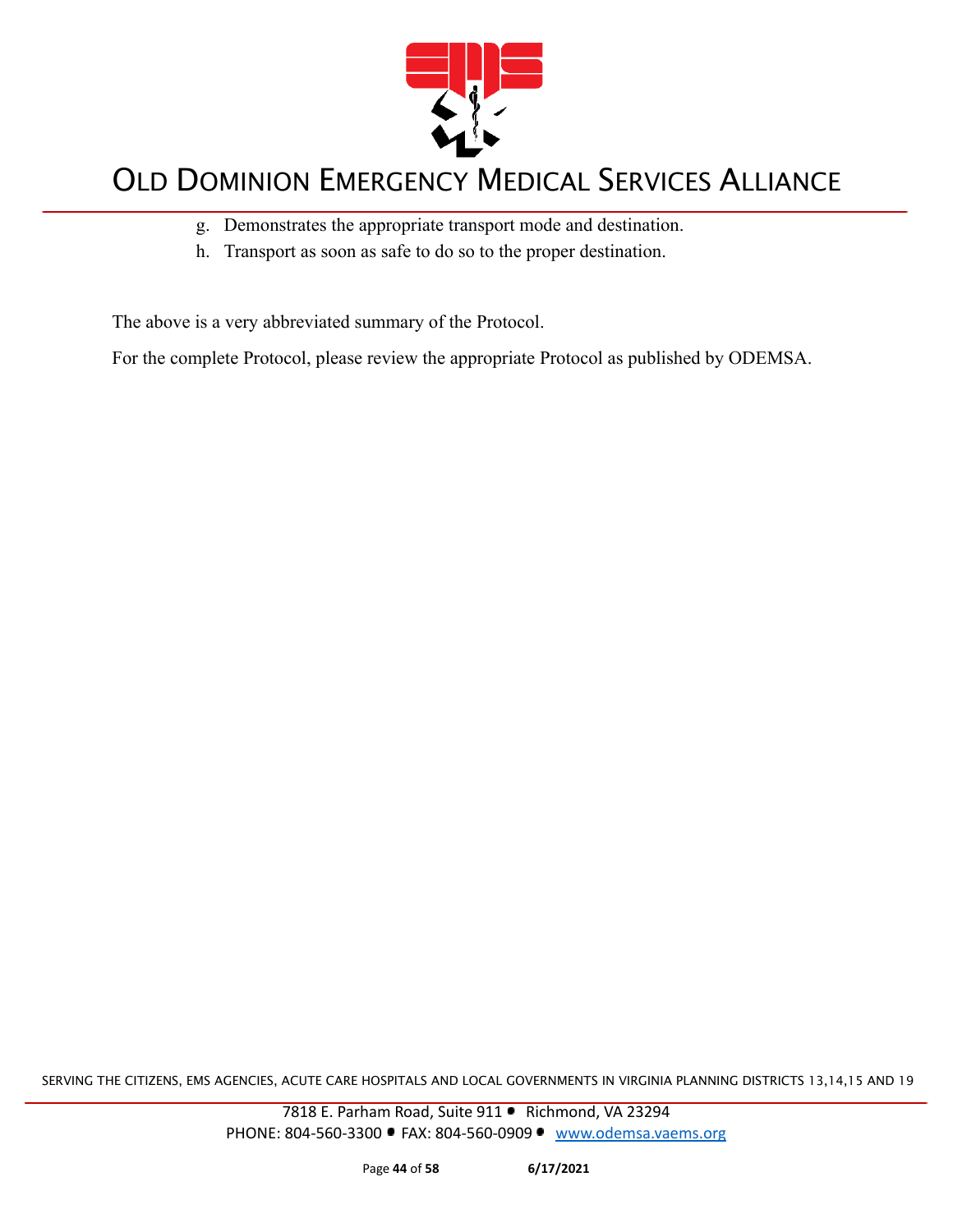g. Demonstrates the appropriate transport mode and destination.
h. Transport as soon as safe to do so to the proper destination.

The above is a very abbreviated summary of the Protocol.

For the complete Protocol, please review the appropriate Protocol as published by ODEMSA.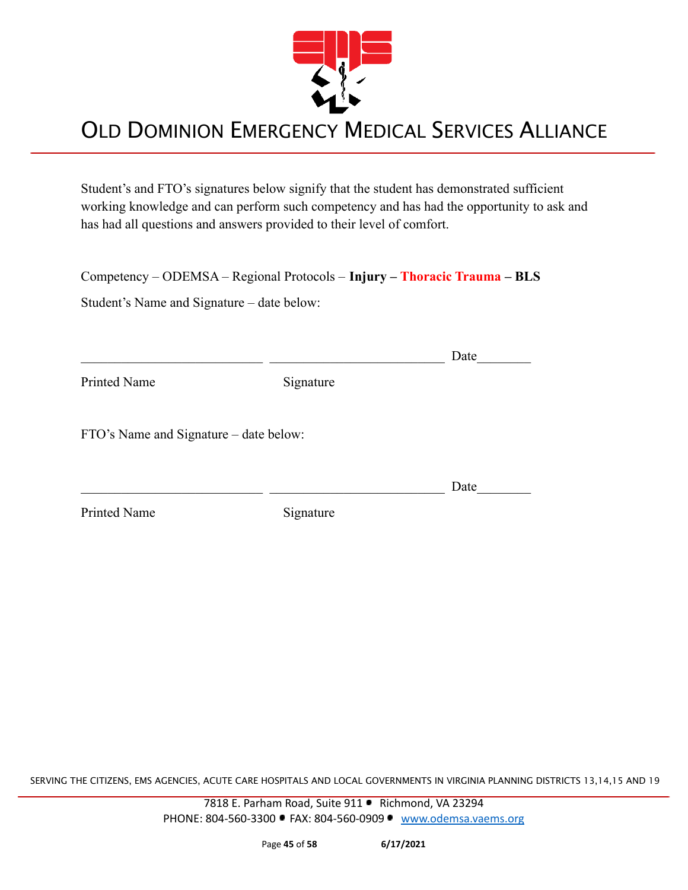# OLD DOMINION EMERGENCY MEDICAL SERVICES ALLIANCE

Student's and FTO's signatures below signify that the student has demonstrated sufficient working knowledge and can perform such competency and has had the opportunity to ask and has had all questions and answers provided to their level of comfort.

Competency – ODEMSA – Regional Protocols – **Injury – Thoracic Trauma – BLS**

Student's Name and Signature – date below:

\_\_\_\_\_\_\_\_\_\_\_\_\_\_\_\_\_\_\_\_\_\_\_\_\_\_\_ \_\_\_\_\_\_\_\_\_\_\_\_\_\_\_\_\_\_\_\_\_\_\_\_\_\_ Date\_\_\_\_\_\_\_\_

Printed Name Signature

FTO's Name and Signature – date below:

\_\_\_\_\_\_\_\_\_\_\_\_\_\_\_\_\_\_\_\_\_\_\_\_\_\_\_ \_\_\_\_\_\_\_\_\_\_\_\_\_\_\_\_\_\_\_\_\_\_\_\_\_\_ Date\_\_\_\_\_\_\_\_

Printed Name Signature

SERVING THE CITIZENS, EMS AGENCIES, ACUTE CARE HOSPITALS AND LOCAL GOVERNMENTS IN VIRGINIA PLANNING DISTRICTS 13,14,15 AND 19

7818 E. Parham Road, Suite 911 • Richmond, VA 23294
PHONE: 804-560-3300 • FAX: 804-560-0909 • www.odemsa.vaems.org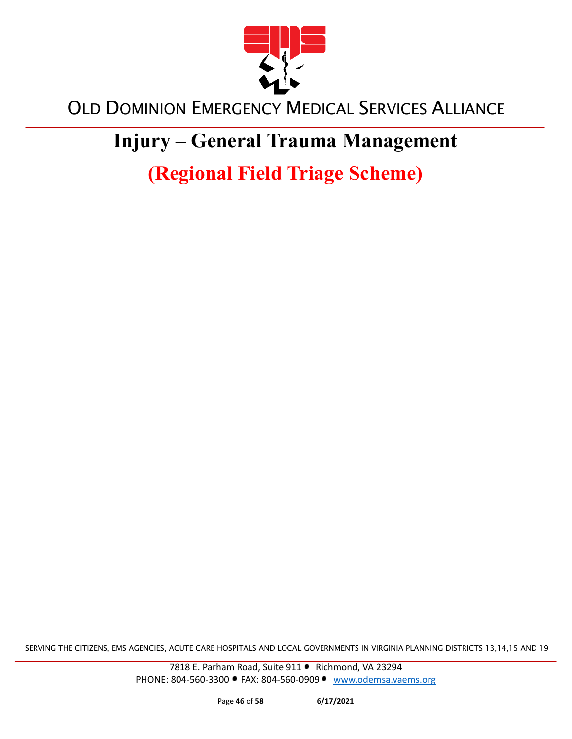# Injury – General Trauma Management

## (Regional Field Triage Scheme)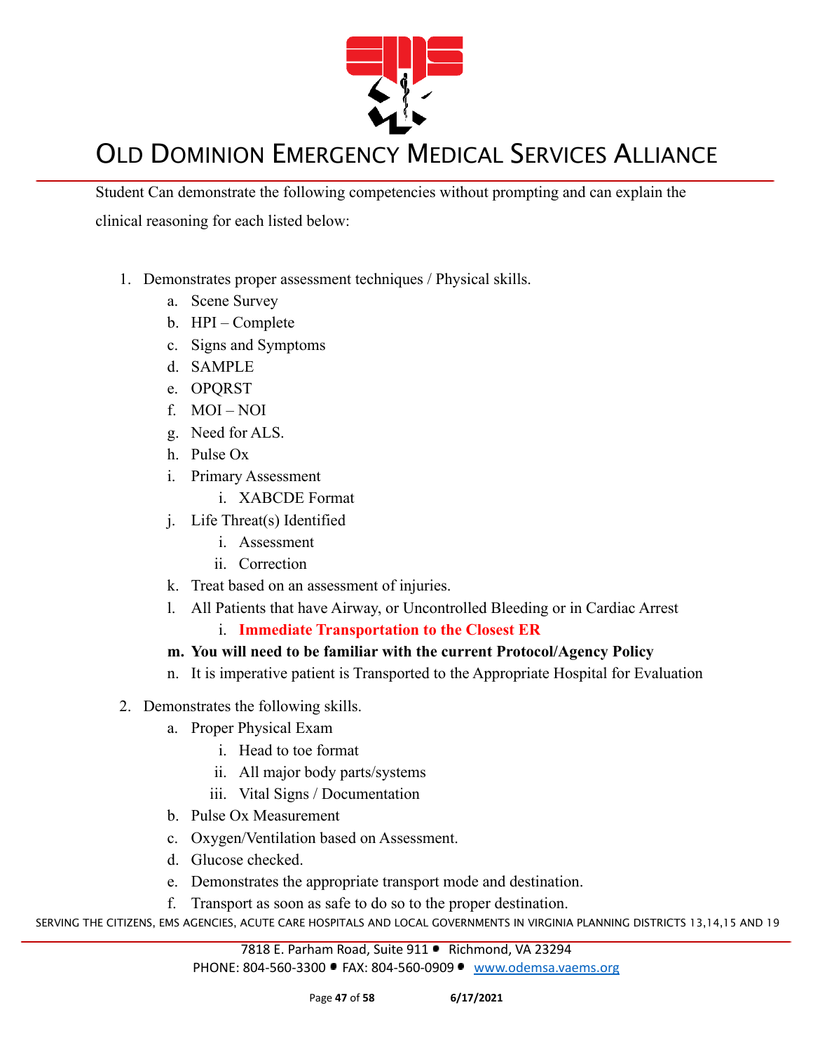Student Can demonstrate the following competencies without prompting and can explain the clinical reasoning for each listed below:

1. Demonstrates proper assessment techniques / Physical skills.
    a. Scene Survey
    b. HPI – Complete
    c. Signs and Symptoms
    d. SAMPLE
    e. OPQRST
    f. MOI – NOI
    g. Need for ALS.
    h. Pulse Ox
    i. Primary Assessment
        i. XABCDE Format
    j. Life Threat(s) Identified
        i. Assessment
        ii. Correction
    k. Treat based on an assessment of injuries.
    l. All Patients that have Airway, or Uncontrolled Bleeding or in Cardiac Arrest
        i. **Immediate Transportation to the Closest ER**
    **m. You will need to be familiar with the current Protocol/Agency Policy**
    n. It is imperative patient is Transported to the Appropriate Hospital for Evaluation

2. Demonstrates the following skills.
    a. Proper Physical Exam
        i. Head to toe format
        ii. All major body parts/systems
        iii. Vital Signs / Documentation
    b. Pulse Ox Measurement
    c. Oxygen/Ventilation based on Assessment.
    d. Glucose checked.
    e. Demonstrates the appropriate transport mode and destination.
    f. Transport as soon as safe to do so to the proper destination.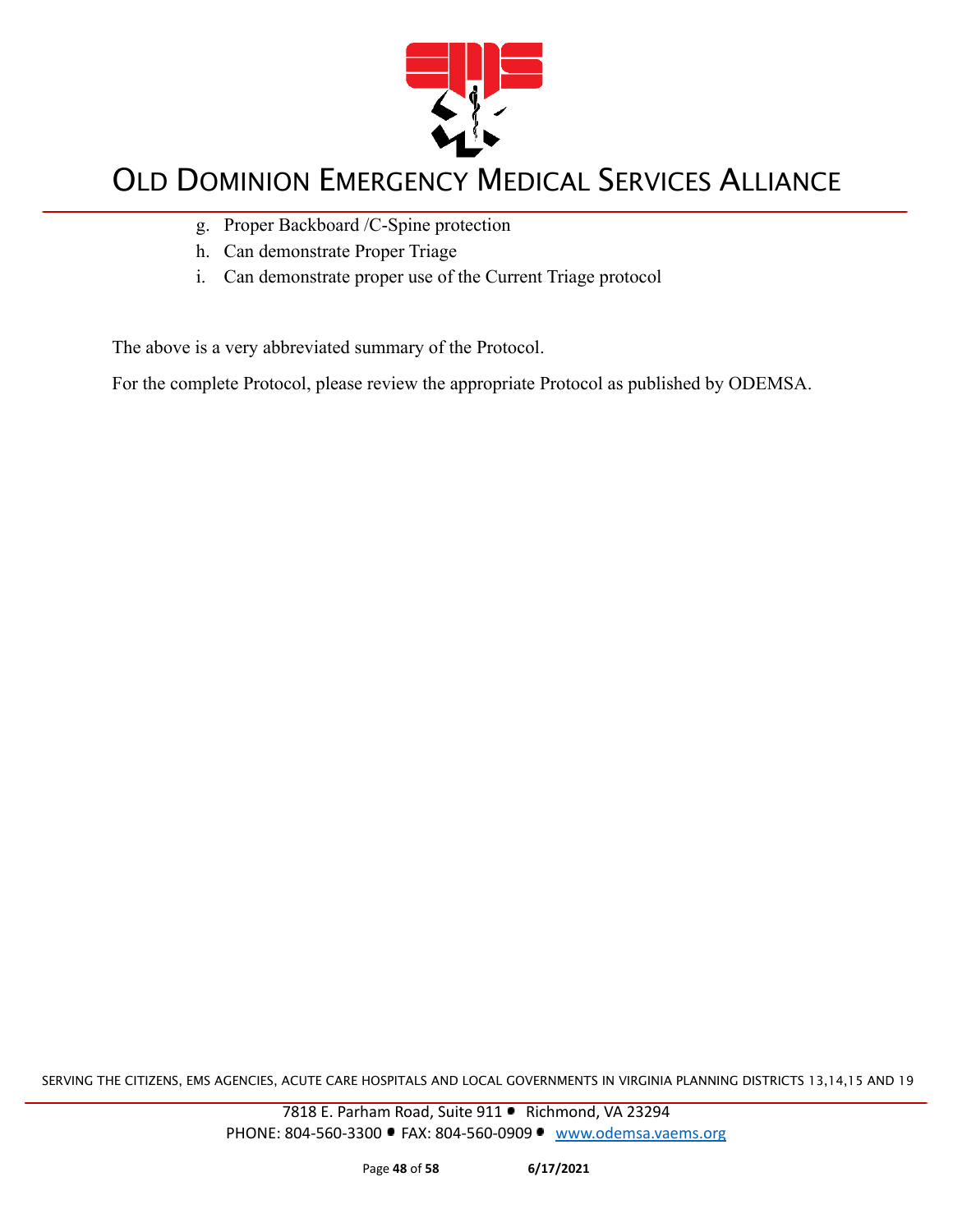g. Proper Backboard /C-Spine protection
h. Can demonstrate Proper Triage
i. Can demonstrate proper use of the Current Triage protocol

The above is a very abbreviated summary of the Protocol.

For the complete Protocol, please review the appropriate Protocol as published by ODEMSA.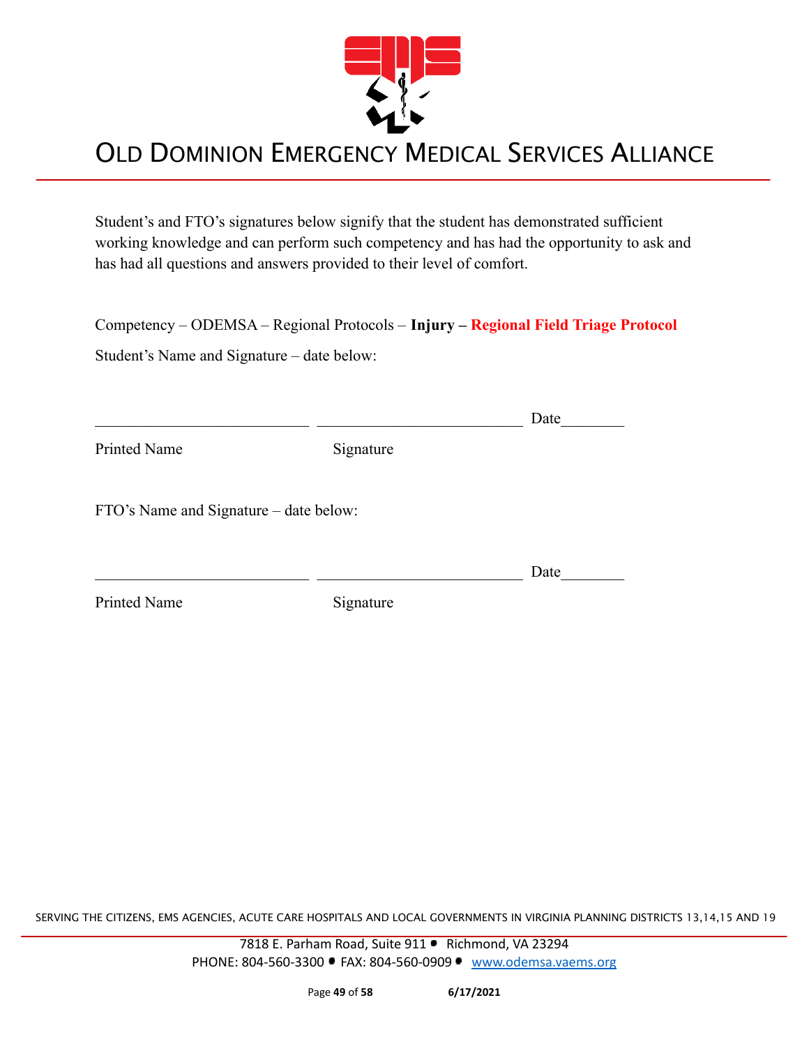# OLD DOMINION EMERGENCY MEDICAL SERVICES ALLIANCE

Student's and FTO's signatures below signify that the student has demonstrated sufficient working knowledge and can perform such competency and has had the opportunity to ask and has had all questions and answers provided to their level of comfort.

Competency – ODEMSA – Regional Protocols – **Injury – Regional Field Triage Protocol**

Student's Name and Signature – date below:

\_\_\_\_\_\_\_\_\_\_\_\_\_\_\_\_\_\_\_\_\_\_\_\_\_\_\_ \_\_\_\_\_\_\_\_\_\_\_\_\_\_\_\_\_\_\_\_\_\_\_\_\_\_ Date\_\_\_\_\_\_\_\_

Printed Name Signature

FTO's Name and Signature – date below:

\_\_\_\_\_\_\_\_\_\_\_\_\_\_\_\_\_\_\_\_\_\_\_\_\_\_\_ \_\_\_\_\_\_\_\_\_\_\_\_\_\_\_\_\_\_\_\_\_\_\_\_\_\_ Date\_\_\_\_\_\_\_\_

Printed Name Signature

SERVING THE CITIZENS, EMS AGENCIES, ACUTE CARE HOSPITALS AND LOCAL GOVERNMENTS IN VIRGINIA PLANNING DISTRICTS 13,14,15 AND 19

7818 E. Parham Road, Suite 911 • Richmond, VA 23294
PHONE: 804-560-3300 • FAX: 804-560-0909 • www.odemsa.vaems.org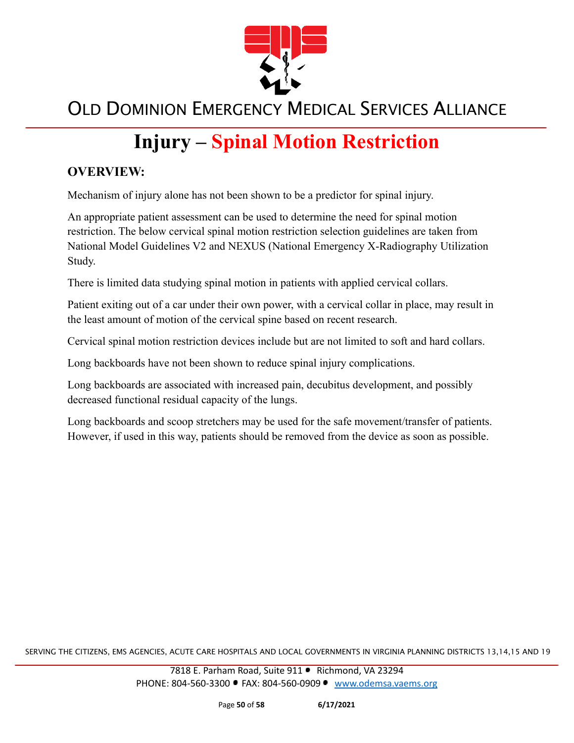# Injury – Spinal Motion Restriction

## OVERVIEW:

Mechanism of injury alone has not been shown to be a predictor for spinal injury.

An appropriate patient assessment can be used to determine the need for spinal motion restriction. The below cervical spinal motion restriction selection guidelines are taken from National Model Guidelines V2 and NEXUS (National Emergency X-Radiography Utilization Study.

There is limited data studying spinal motion in patients with applied cervical collars.

Patient exiting out of a car under their own power, with a cervical collar in place, may result in the least amount of motion of the cervical spine based on recent research.

Cervical spinal motion restriction devices include but are not limited to soft and hard collars.

Long backboards have not been shown to reduce spinal injury complications.

Long backboards are associated with increased pain, decubitus development, and possibly decreased functional residual capacity of the lungs.

Long backboards and scoop stretchers may be used for the safe movement/transfer of patients. However, if used in this way, patients should be removed from the device as soon as possible.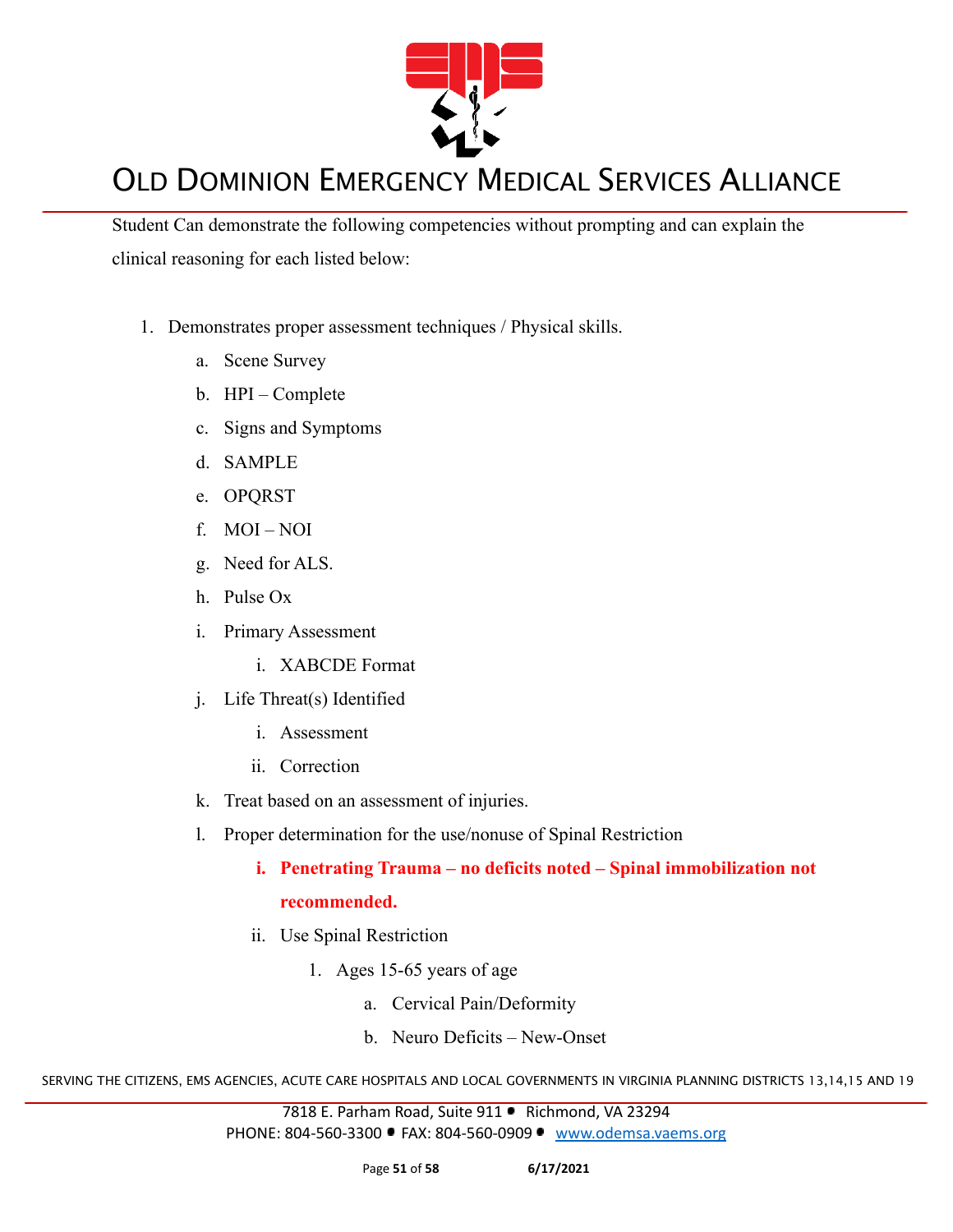Student Can demonstrate the following competencies without prompting and can explain the clinical reasoning for each listed below:

1. Demonstrates proper assessment techniques / Physical skills.
    a. Scene Survey
    b. HPI – Complete
    c. Signs and Symptoms
    d. SAMPLE
    e. OPQRST
    f. MOI – NOI
    g. Need for ALS.
    h. Pulse Ox
    i. Primary Assessment
        i. XABCDE Format
    j. Life Threat(s) Identified
        i. Assessment
        ii. Correction
    k. Treat based on an assessment of injuries.
    l. Proper determination for the use/nonuse of Spinal Restriction
        i. **Penetrating Trauma – no deficits noted – Spinal immobilization not recommended.**
        ii. Use Spinal Restriction
            1. Ages 15-65 years of age
                a. Cervical Pain/Deformity
                b. Neuro Deficits – New-Onset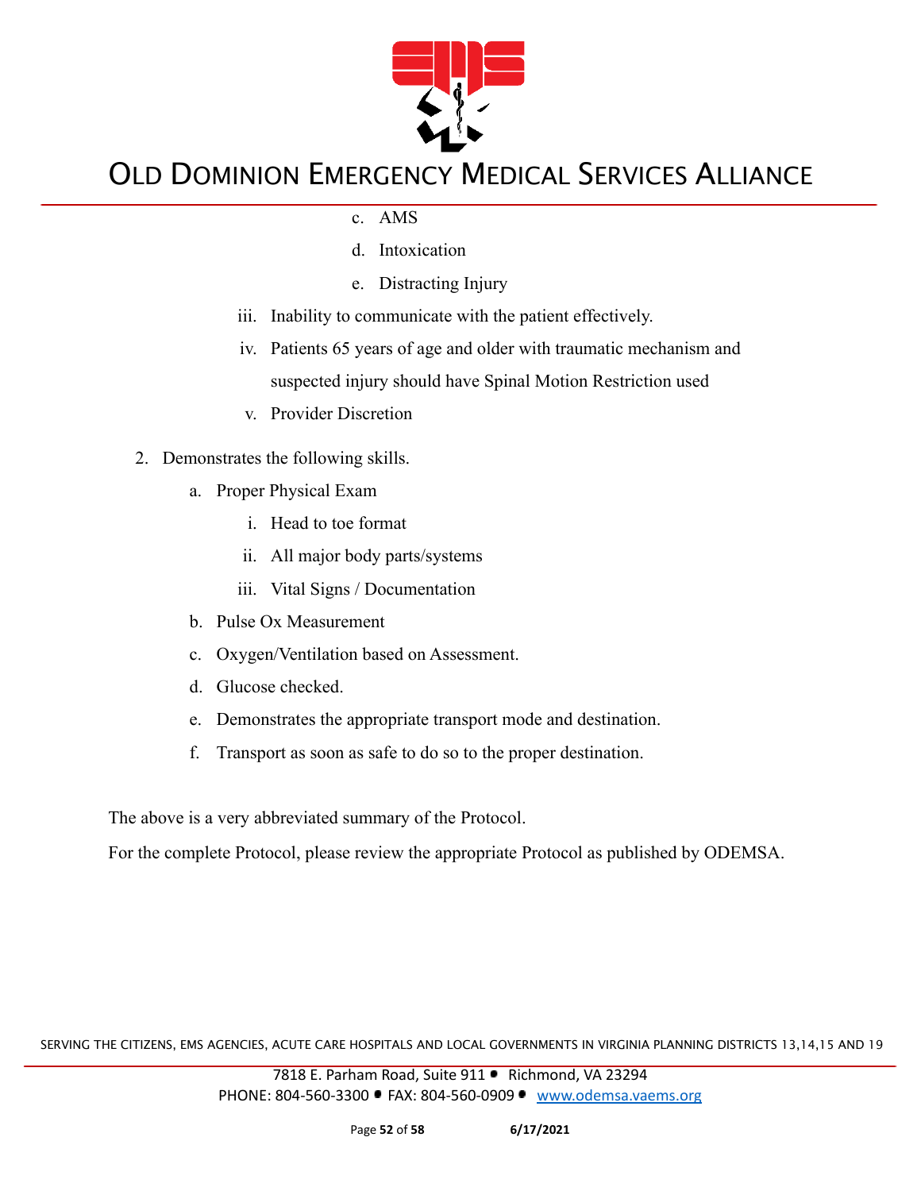c. AMS

d. Intoxication

e. Distracting Injury

iii. Inability to communicate with the patient effectively.

iv. Patients 65 years of age and older with traumatic mechanism and suspected injury should have Spinal Motion Restriction used

v. Provider Discretion

2. Demonstrates the following skills.
   a. Proper Physical Exam
      i. Head to toe format
      ii. All major body parts/systems
      iii. Vital Signs / Documentation
   b. Pulse Ox Measurement
   c. Oxygen/Ventilation based on Assessment.
   d. Glucose checked.
   e. Demonstrates the appropriate transport mode and destination.
   f. Transport as soon as safe to do so to the proper destination.

The above is a very abbreviated summary of the Protocol.

For the complete Protocol, please review the appropriate Protocol as published by ODEMSA.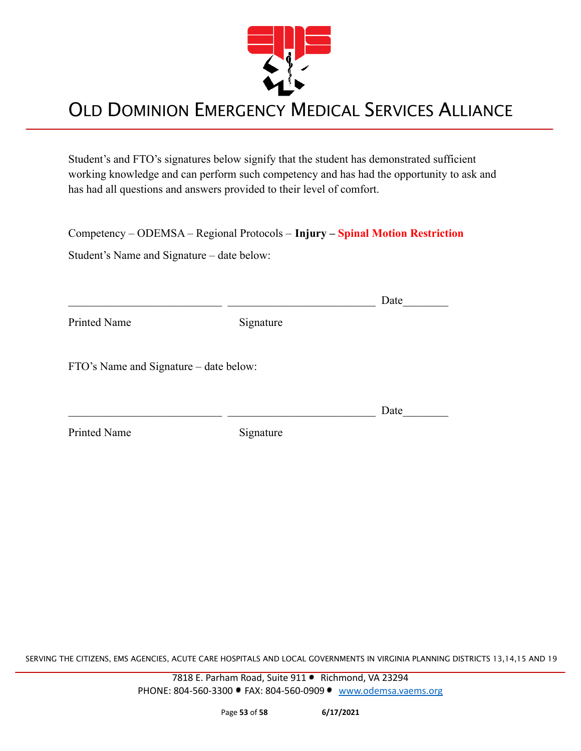Student's and FTO's signatures below signify that the student has demonstrated sufficient working knowledge and can perform such competency and has had the opportunity to ask and has had all questions and answers provided to their level of comfort.

Competency – ODEMSA – Regional Protocols – **Injury – Spinal Motion Restriction**

Student's Name and Signature – date below:

\_\_\_\_\_\_\_\_\_\_\_\_\_\_\_\_\_\_\_\_\_\_\_\_\_\_\_\_ \_\_\_\_\_\_\_\_\_\_\_\_\_\_\_\_\_\_\_\_\_\_\_\_\_\_\_ Date\_\_\_\_\_\_\_\_

Printed Name Signature

FTO's Name and Signature – date below:

\_\_\_\_\_\_\_\_\_\_\_\_\_\_\_\_\_\_\_\_\_\_\_\_\_\_\_\_ \_\_\_\_\_\_\_\_\_\_\_\_\_\_\_\_\_\_\_\_\_\_\_\_\_\_\_ Date\_\_\_\_\_\_\_\_

Printed Name Signature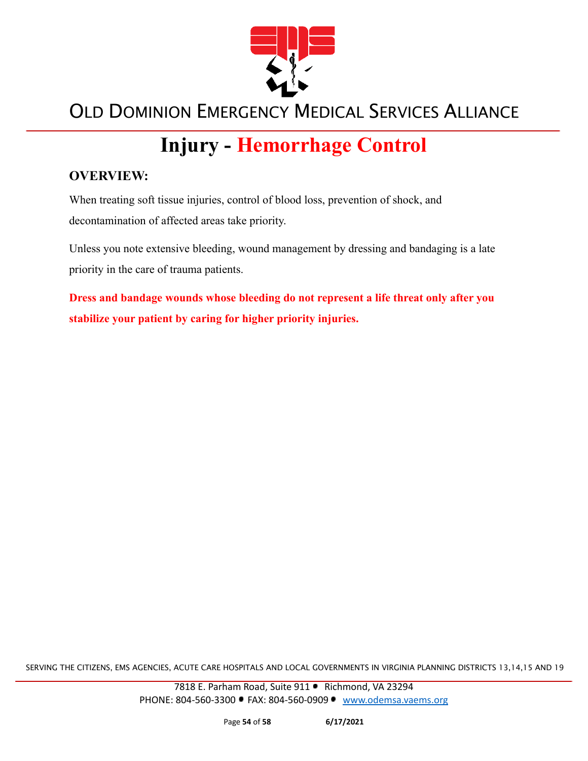# Injury - Hemorrhage Control

## OVERVIEW:

When treating soft tissue injuries, control of blood loss, prevention of shock, and decontamination of affected areas take priority.

Unless you note extensive bleeding, wound management by dressing and bandaging is a late priority in the care of trauma patients.

**Dress and bandage wounds whose bleeding do not represent a life threat only after you stabilize your patient by caring for higher priority injuries.**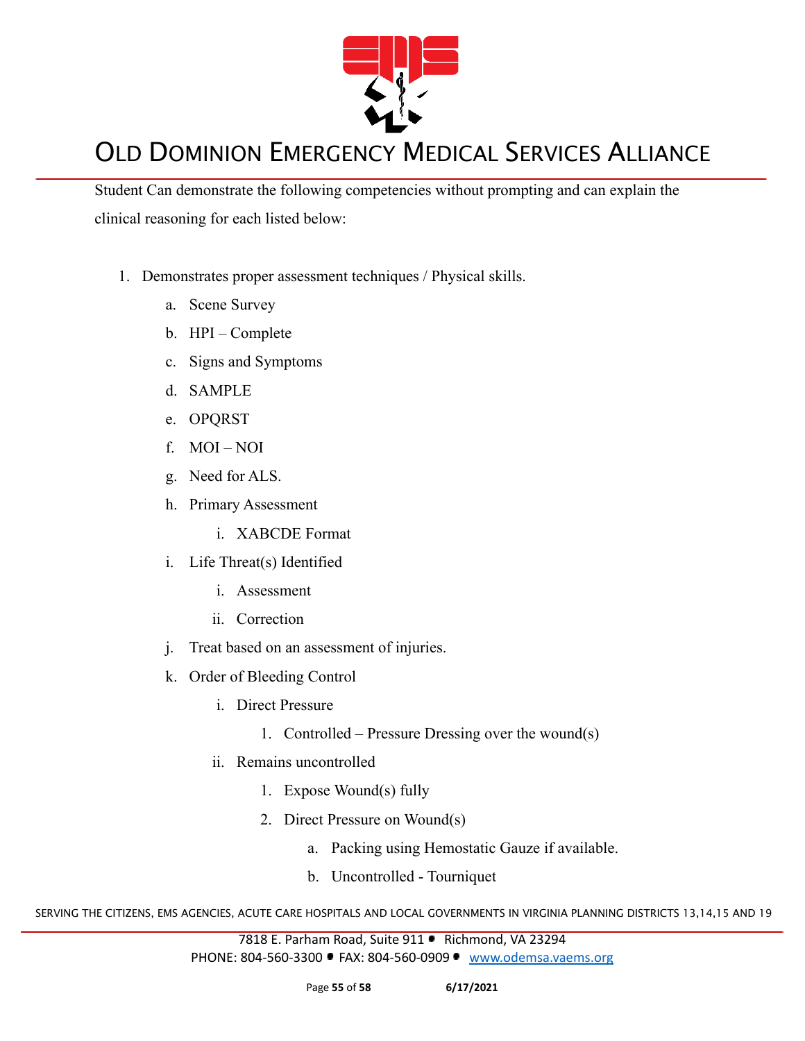Student Can demonstrate the following competencies without prompting and can explain the clinical reasoning for each listed below:

1. Demonstrates proper assessment techniques / Physical skills.
    a. Scene Survey
    b. HPI – Complete
    c. Signs and Symptoms
    d. SAMPLE
    e. OPQRST
    f. MOI – NOI
    g. Need for ALS.
    h. Primary Assessment
        i. XABCDE Format
    i. Life Threat(s) Identified
        i. Assessment
        ii. Correction
    j. Treat based on an assessment of injuries.
    k. Order of Bleeding Control
        i. Direct Pressure
            1. Controlled – Pressure Dressing over the wound(s)
        ii. Remains uncontrolled
            1. Expose Wound(s) fully
            2. Direct Pressure on Wound(s)
                a. Packing using Hemostatic Gauze if available.
                b. Uncontrolled - Tourniquet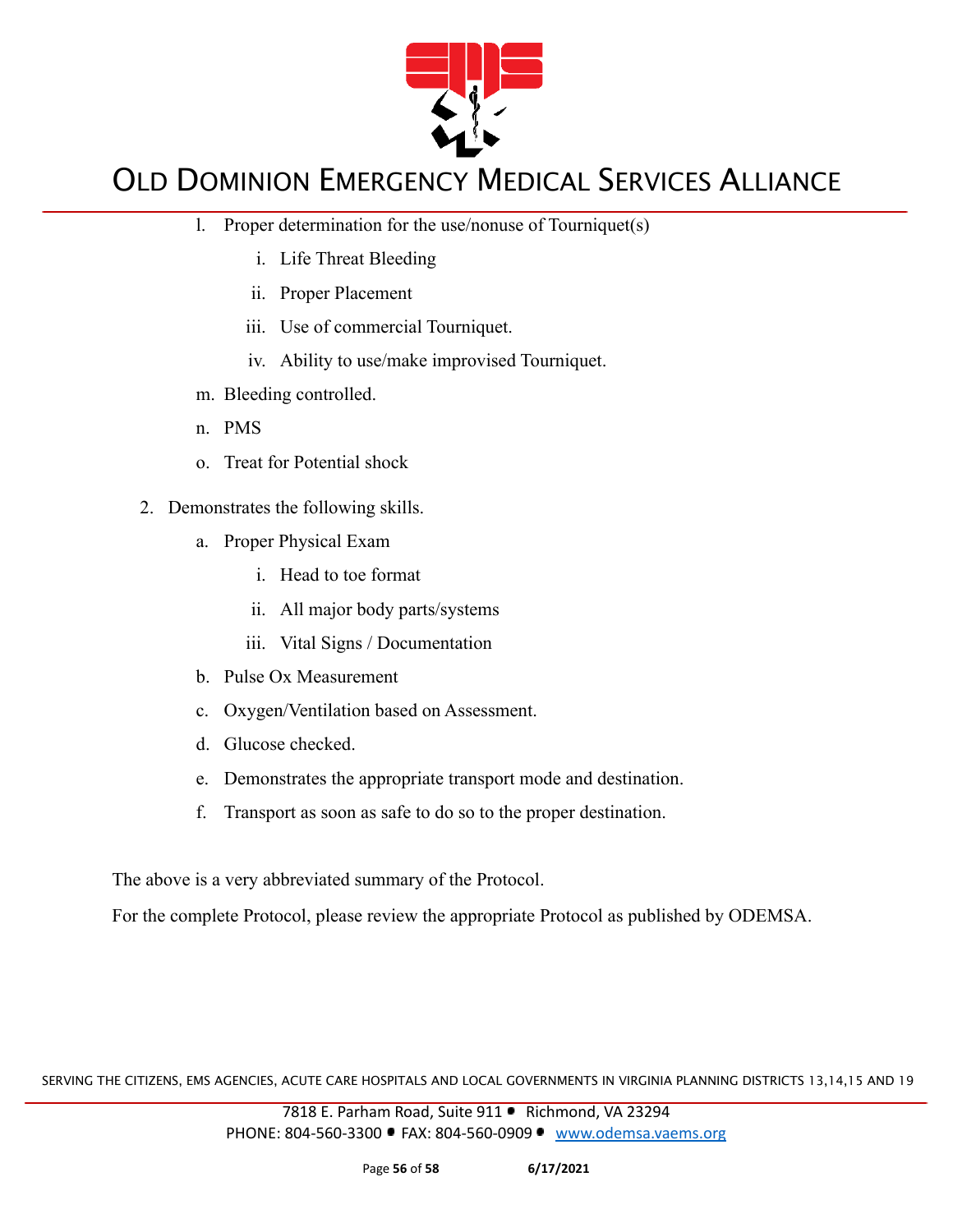l. Proper determination for the use/nonuse of Tourniquet(s)
    i. Life Threat Bleeding
    ii. Proper Placement
    iii. Use of commercial Tourniquet.
    iv. Ability to use/make improvised Tourniquet.

m. Bleeding controlled.

n. PMS

o. Treat for Potential shock

2. Demonstrates the following skills.
    a. Proper Physical Exam
        i. Head to toe format
        ii. All major body parts/systems
        iii. Vital Signs / Documentation
    b. Pulse Ox Measurement
    c. Oxygen/Ventilation based on Assessment.
    d. Glucose checked.
    e. Demonstrates the appropriate transport mode and destination.
    f. Transport as soon as safe to do so to the proper destination.

The above is a very abbreviated summary of the Protocol.

For the complete Protocol, please review the appropriate Protocol as published by ODEMSA.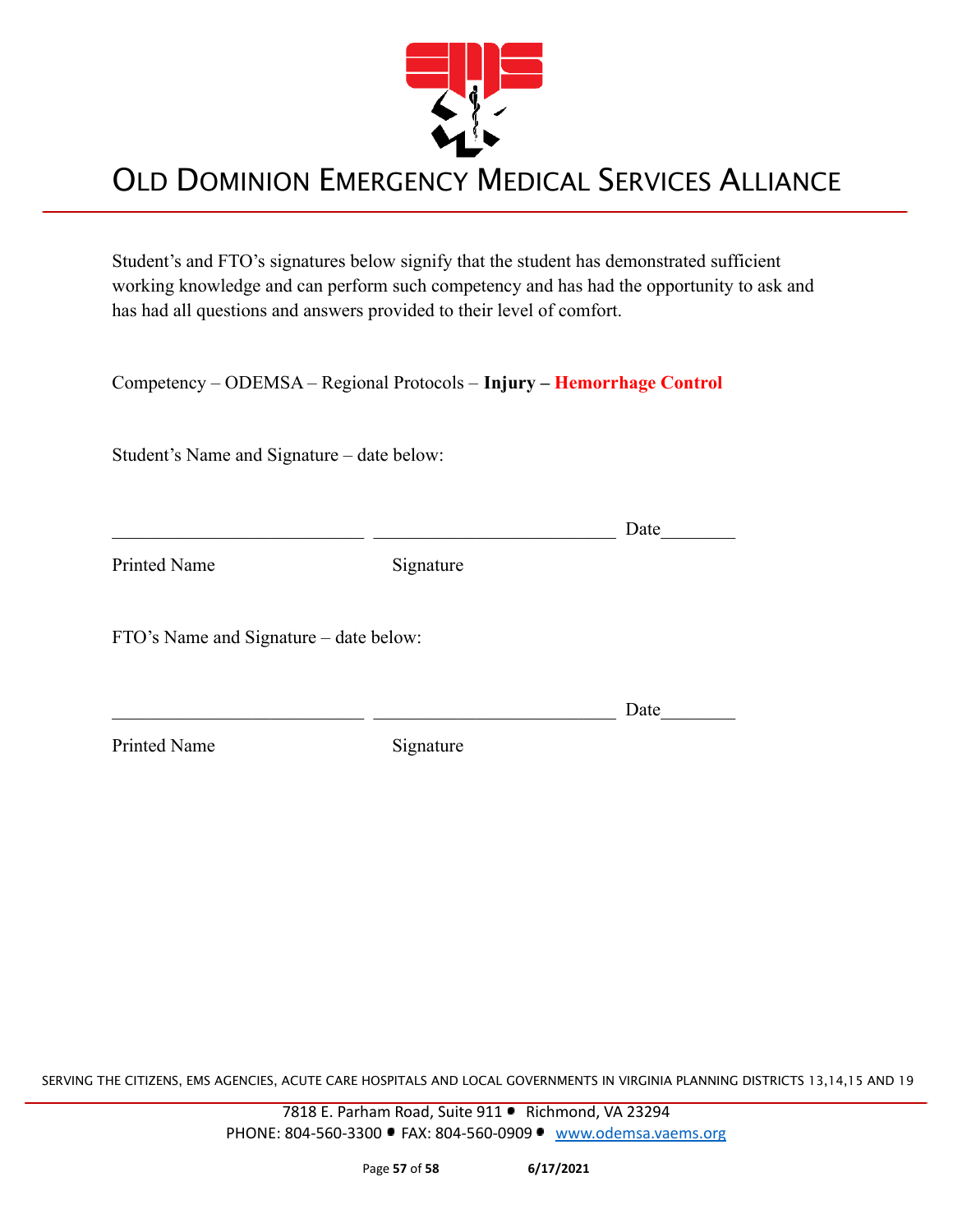# OLD DOMINION EMERGENCY MEDICAL SERVICES ALLIANCE

Student's and FTO's signatures below signify that the student has demonstrated sufficient working knowledge and can perform such competency and has had the opportunity to ask and has had all questions and answers provided to their level of comfort.

Competency – ODEMSA – Regional Protocols – **Injury – Hemorrhage Control**

Student's Name and Signature – date below:

___________________________ __________________________ Date________

Printed Name Signature

FTO's Name and Signature – date below:

___________________________ __________________________ Date________

Printed Name Signature

SERVING THE CITIZENS, EMS AGENCIES, ACUTE CARE HOSPITALS AND LOCAL GOVERNMENTS IN VIRGINIA PLANNING DISTRICTS 13,14,15 AND 19

7818 E. Parham Road, Suite 911 • Richmond, VA 23294
PHONE: 804-560-3300 • FAX: 804-560-0909 • www.odemsa.vaems.org

6/17/2021